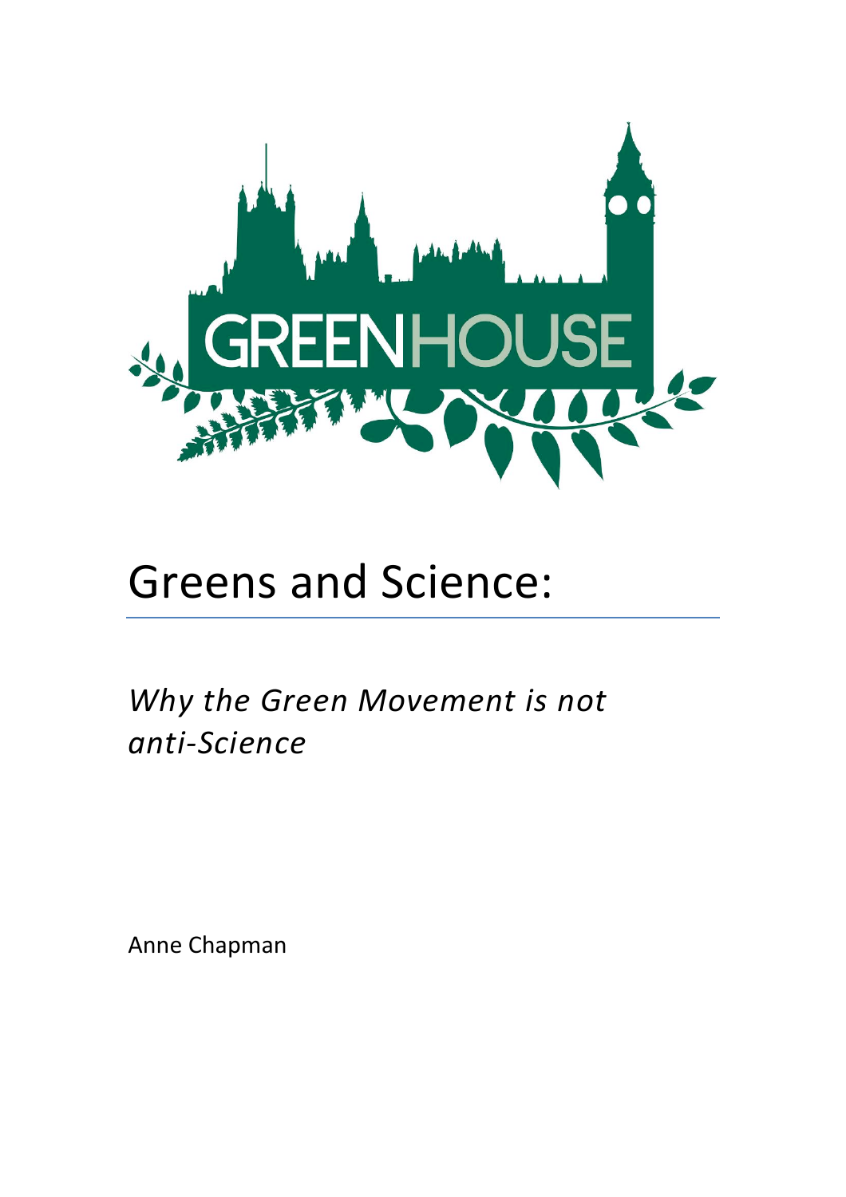GREENHOUSE

# Greens and Science:

## *Why the Green Movement is not anti-Science*

Anne Chapman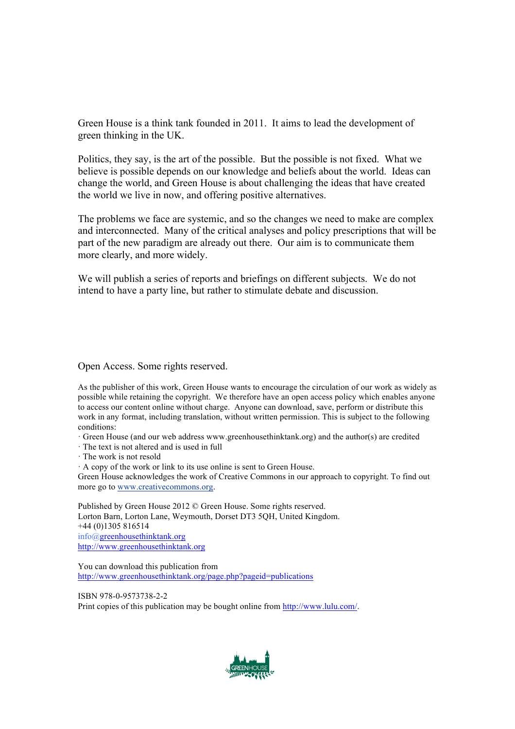Green House is a think tank founded in 2011. It aims to lead the development of green thinking in the UK.

Politics, they say, is the art of the possible. But the possible is not fixed. What we believe is possible depends on our knowledge and beliefs about the world. Ideas can change the world, and Green House is about challenging the ideas that have created the world we live in now, and offering positive alternatives.

The problems we face are systemic, and so the changes we need to make are complex and interconnected. Many of the critical analyses and policy prescriptions that will be part of the new paradigm are already out there. Our aim is to communicate them more clearly, and more widely.

We will publish a series of reports and briefings on different subjects. We do not intend to have a party line, but rather to stimulate debate and discussion.

Open Access. Some rights reserved.

As the publisher of this work, Green House wants to encourage the circulation of our work as widely as possible while retaining the copyright. We therefore have an open access policy which enables anyone to access our content online without charge. Anyone can download, save, perform or distribute this work in any format, including translation, without written permission. This is subject to the following conditions:

· Green House (and our web address www.greenhousethinktank.org) and the author(s) are credited
· The text is not altered and is used in full
· The work is not resold
· A copy of the work or link to its use online is sent to Green House.

Green House acknowledges the work of Creative Commons in our approach to copyright. To find out more go to www.creativecommons.org.

Published by Green House 2012 © Green House. Some rights reserved.
Lorton Barn, Lorton Lane, Weymouth, Dorset DT3 5QH, United Kingdom.
+44 (0)1305 816514
info@greenhousethinktank.org
http://www.greenhousethinktank.org

You can download this publication from
http://www.greenhousethinktank.org/page.php?pageid=publications

ISBN 978-0-9573738-2-2
Print copies of this publication may be bought online from http://www.lulu.com/.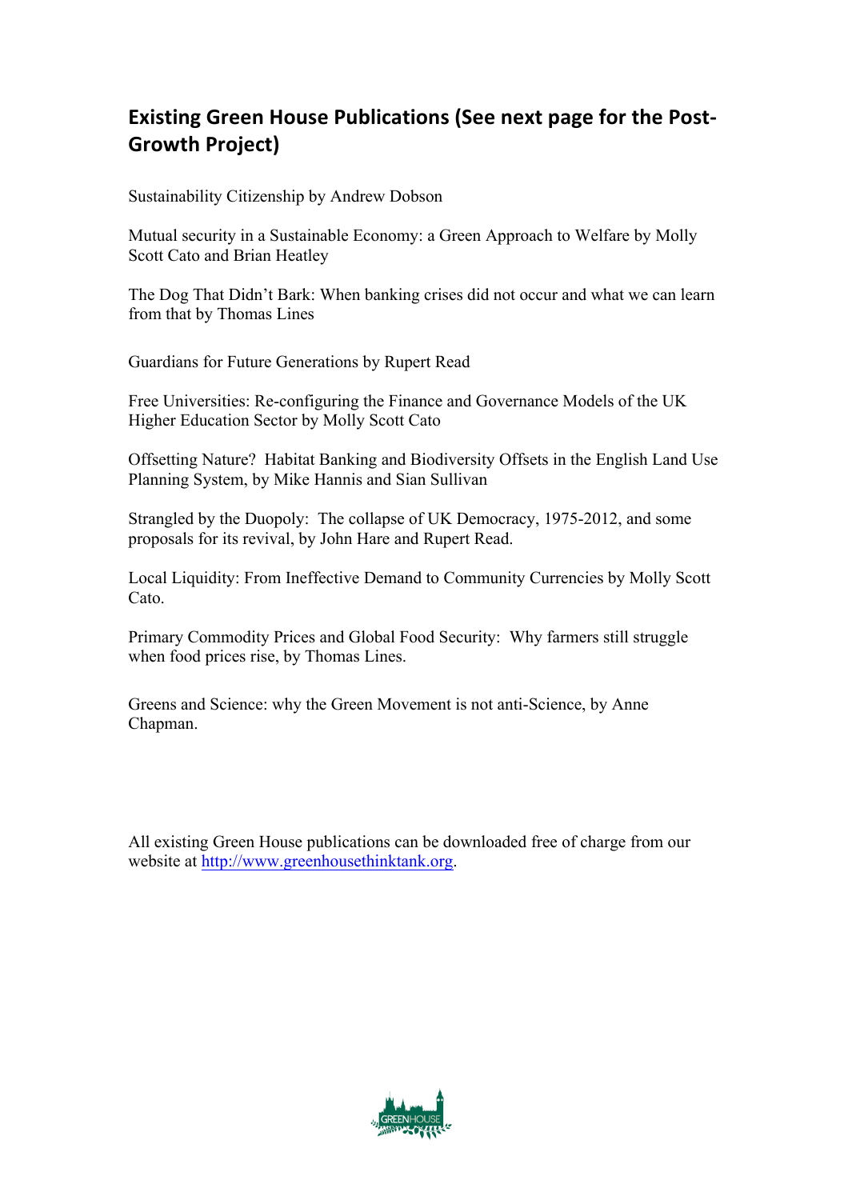## Existing Green House Publications (See next page for the Post-Growth Project)

Sustainability Citizenship by Andrew Dobson

Mutual security in a Sustainable Economy: a Green Approach to Welfare by Molly Scott Cato and Brian Heatley

The Dog That Didn't Bark: When banking crises did not occur and what we can learn from that by Thomas Lines

Guardians for Future Generations by Rupert Read

Free Universities: Re-configuring the Finance and Governance Models of the UK Higher Education Sector by Molly Scott Cato

Offsetting Nature? Habitat Banking and Biodiversity Offsets in the English Land Use Planning System, by Mike Hannis and Sian Sullivan

Strangled by the Duopoly: The collapse of UK Democracy, 1975-2012, and some proposals for its revival, by John Hare and Rupert Read.

Local Liquidity: From Ineffective Demand to Community Currencies by Molly Scott Cato.

Primary Commodity Prices and Global Food Security: Why farmers still struggle when food prices rise, by Thomas Lines.

Greens and Science: why the Green Movement is not anti-Science, by Anne Chapman.

All existing Green House publications can be downloaded free of charge from our website at http://www.greenhousethinktank.org.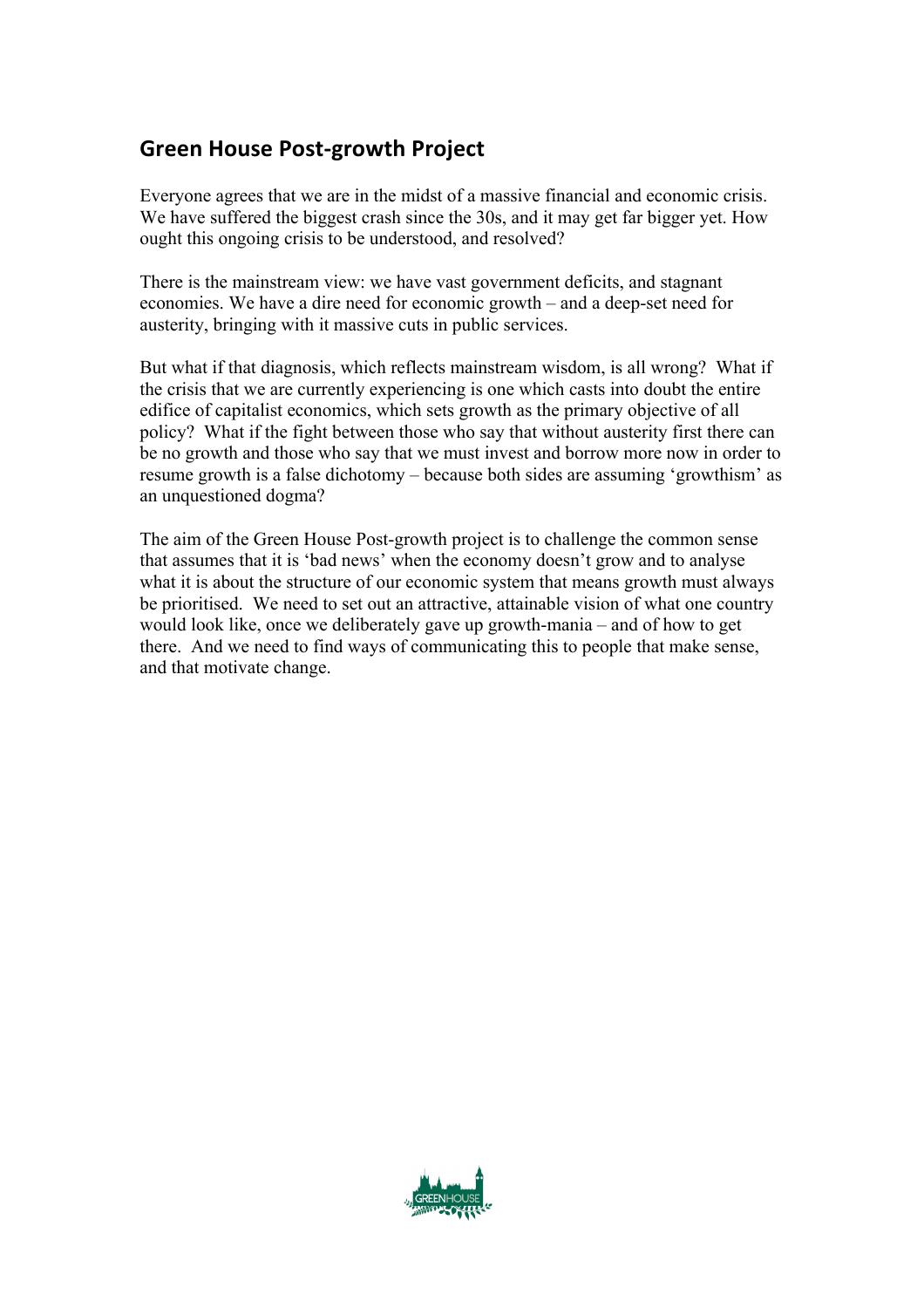## Green House Post-growth Project

Everyone agrees that we are in the midst of a massive financial and economic crisis. We have suffered the biggest crash since the 30s, and it may get far bigger yet. How ought this ongoing crisis to be understood, and resolved?

There is the mainstream view: we have vast government deficits, and stagnant economies. We have a dire need for economic growth – and a deep-set need for austerity, bringing with it massive cuts in public services.

But what if that diagnosis, which reflects mainstream wisdom, is all wrong? What if the crisis that we are currently experiencing is one which casts into doubt the entire edifice of capitalist economics, which sets growth as the primary objective of all policy? What if the fight between those who say that without austerity first there can be no growth and those who say that we must invest and borrow more now in order to resume growth is a false dichotomy – because both sides are assuming 'growthism' as an unquestioned dogma?

The aim of the Green House Post-growth project is to challenge the common sense that assumes that it is 'bad news' when the economy doesn't grow and to analyse what it is about the structure of our economic system that means growth must always be prioritised. We need to set out an attractive, attainable vision of what one country would look like, once we deliberately gave up growth-mania – and of how to get there. And we need to find ways of communicating this to people that make sense, and that motivate change.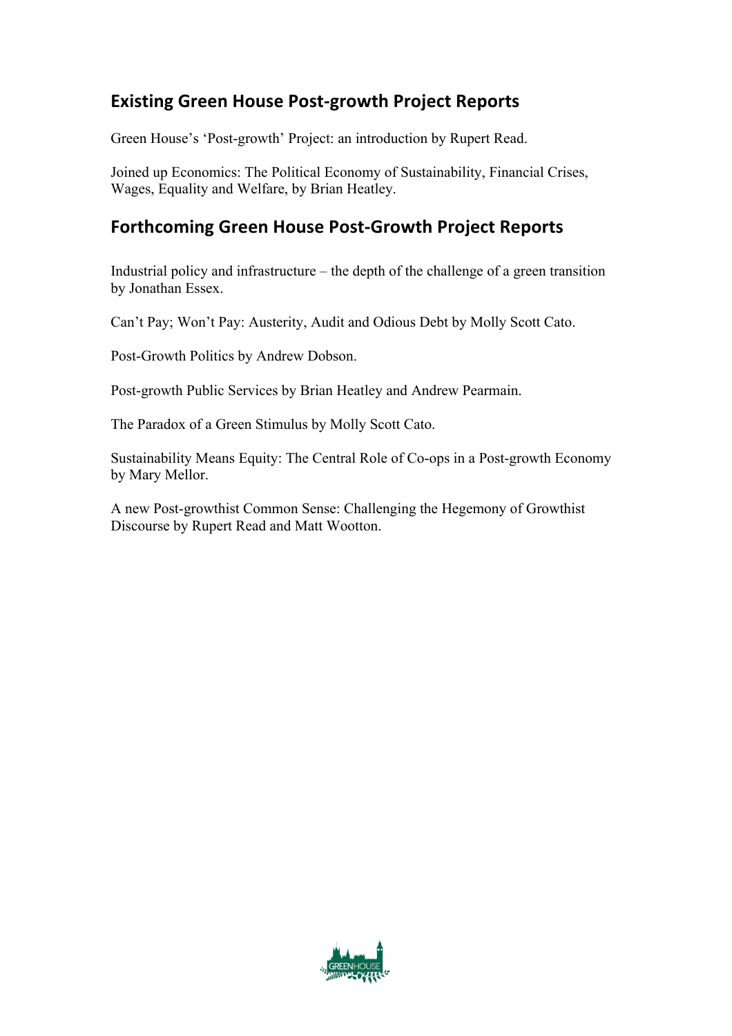## Existing Green House Post-growth Project Reports

Green House's 'Post-growth' Project: an introduction by Rupert Read.

Joined up Economics: The Political Economy of Sustainability, Financial Crises, Wages, Equality and Welfare, by Brian Heatley.

## Forthcoming Green House Post-Growth Project Reports

Industrial policy and infrastructure – the depth of the challenge of a green transition by Jonathan Essex.

Can't Pay; Won't Pay: Austerity, Audit and Odious Debt by Molly Scott Cato.

Post-Growth Politics by Andrew Dobson.

Post-growth Public Services by Brian Heatley and Andrew Pearmain.

The Paradox of a Green Stimulus by Molly Scott Cato.

Sustainability Means Equity: The Central Role of Co-ops in a Post-growth Economy by Mary Mellor.

A new Post-growthist Common Sense: Challenging the Hegemony of Growthist Discourse by Rupert Read and Matt Wootton.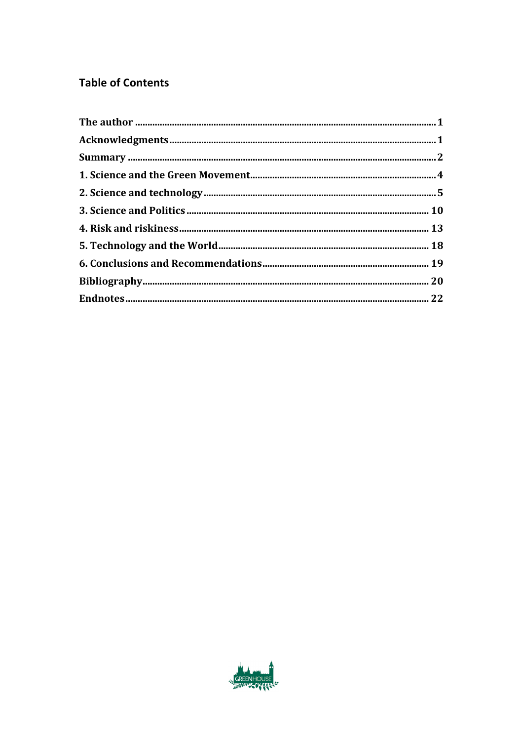## Table of Contents

**The author** .......... **1**

**Acknowledgments** .......... **1**

**Summary** .......... **2**

**1. Science and the Green Movement** .......... **4**

**2. Science and technology** .......... **5**

**3. Science and Politics** .......... **10**

**4. Risk and riskiness** .......... **13**

**5. Technology and the World** .......... **18**

**6. Conclusions and Recommendations** .......... **19**

**Bibliography** .......... **20**

**Endnotes** .......... **22**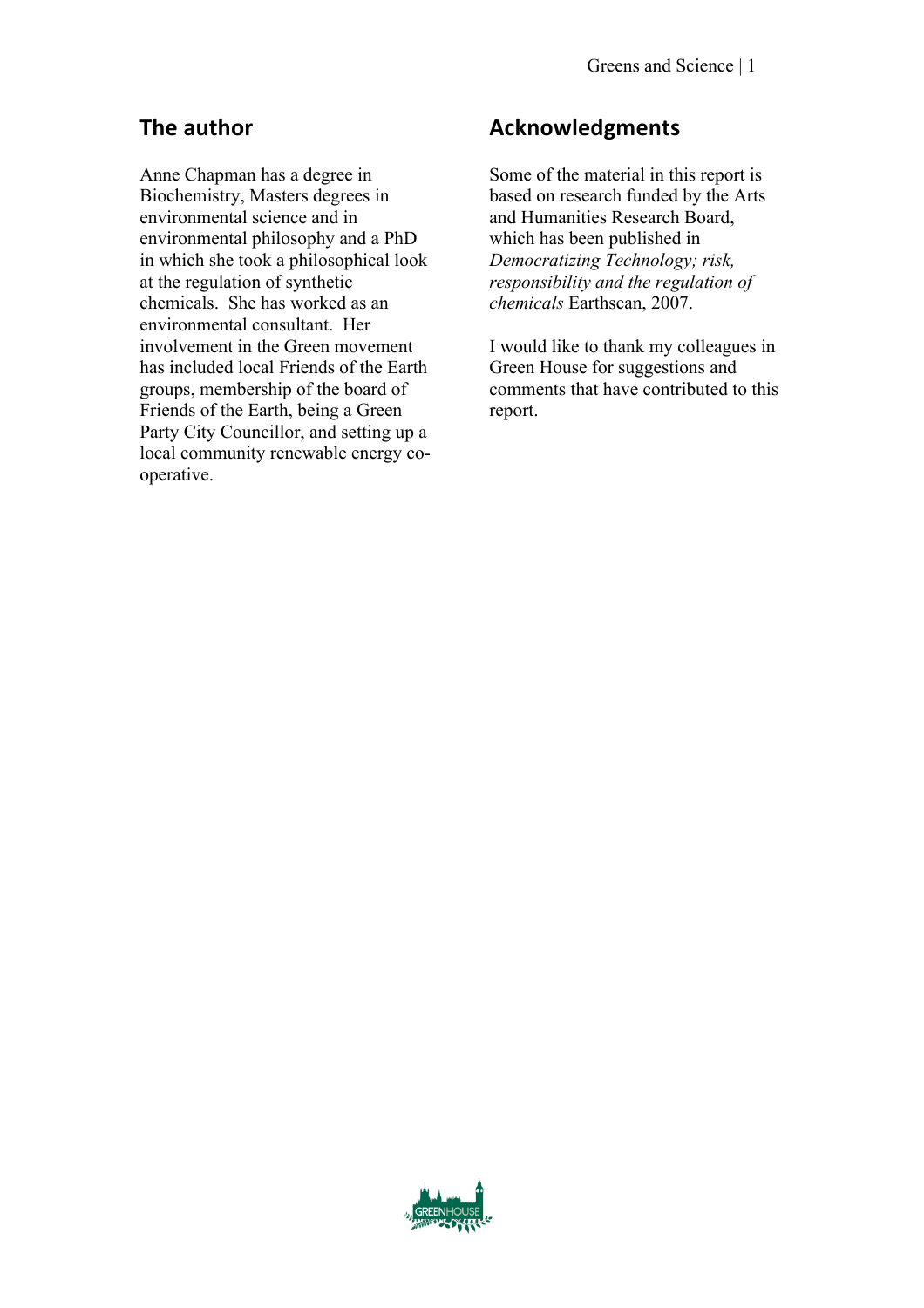## The author

Anne Chapman has a degree in Biochemistry, Masters degrees in environmental science and in environmental philosophy and a PhD in which she took a philosophical look at the regulation of synthetic chemicals. She has worked as an environmental consultant. Her involvement in the Green movement has included local Friends of the Earth groups, membership of the board of Friends of the Earth, being a Green Party City Councillor, and setting up a local community renewable energy co-operative.

## Acknowledgments

Some of the material in this report is based on research funded by the Arts and Humanities Research Board, which has been published in *Democratizing Technology; risk, responsibility and the regulation of chemicals* Earthscan, 2007.

I would like to thank my colleagues in Green House for suggestions and comments that have contributed to this report.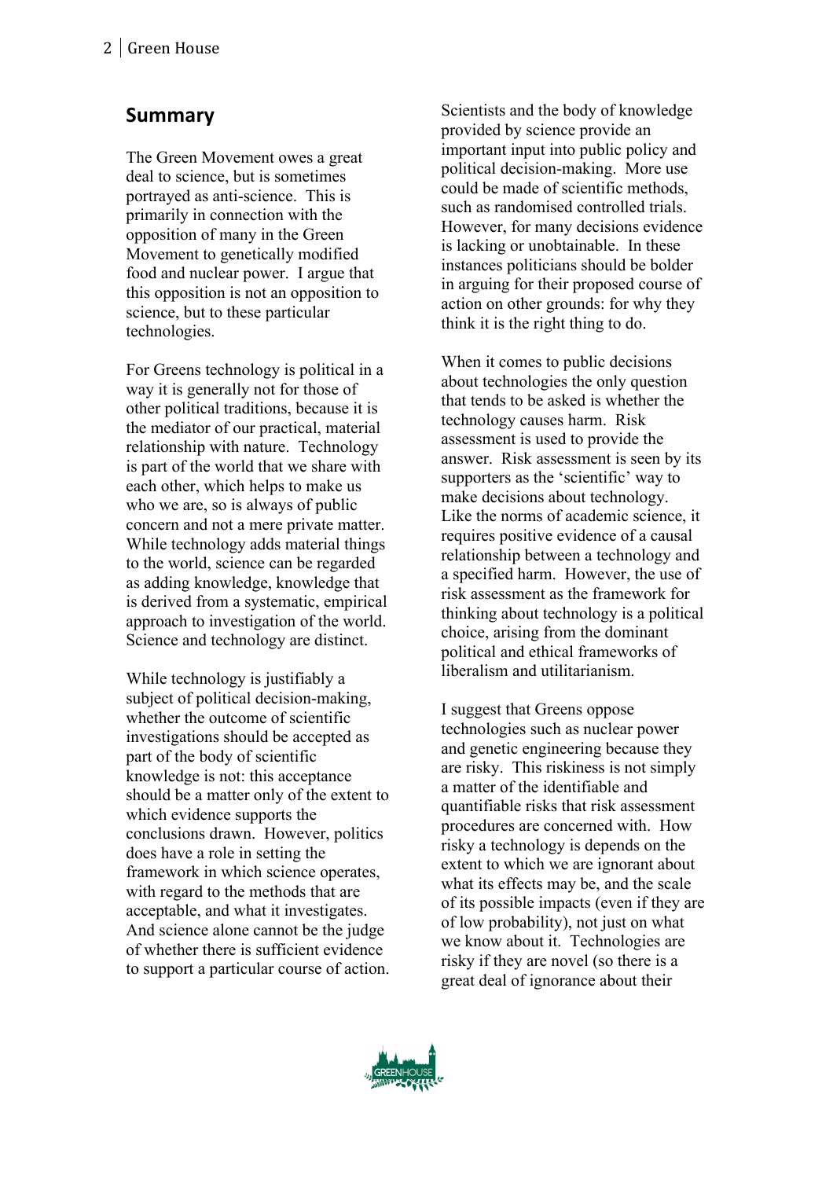## Summary

The Green Movement owes a great deal to science, but is sometimes portrayed as anti-science. This is primarily in connection with the opposition of many in the Green Movement to genetically modified food and nuclear power. I argue that this opposition is not an opposition to science, but to these particular technologies.

For Greens technology is political in a way it is generally not for those of other political traditions, because it is the mediator of our practical, material relationship with nature. Technology is part of the world that we share with each other, which helps to make us who we are, so is always of public concern and not a mere private matter. While technology adds material things to the world, science can be regarded as adding knowledge, knowledge that is derived from a systematic, empirical approach to investigation of the world. Science and technology are distinct.

While technology is justifiably a subject of political decision-making, whether the outcome of scientific investigations should be accepted as part of the body of scientific knowledge is not: this acceptance should be a matter only of the extent to which evidence supports the conclusions drawn. However, politics does have a role in setting the framework in which science operates, with regard to the methods that are acceptable, and what it investigates. And science alone cannot be the judge of whether there is sufficient evidence to support a particular course of action.

Scientists and the body of knowledge provided by science provide an important input into public policy and political decision-making. More use could be made of scientific methods, such as randomised controlled trials. However, for many decisions evidence is lacking or unobtainable. In these instances politicians should be bolder in arguing for their proposed course of action on other grounds: for why they think it is the right thing to do.

When it comes to public decisions about technologies the only question that tends to be asked is whether the technology causes harm. Risk assessment is used to provide the answer. Risk assessment is seen by its supporters as the 'scientific' way to make decisions about technology. Like the norms of academic science, it requires positive evidence of a causal relationship between a technology and a specified harm. However, the use of risk assessment as the framework for thinking about technology is a political choice, arising from the dominant political and ethical frameworks of liberalism and utilitarianism.

I suggest that Greens oppose technologies such as nuclear power and genetic engineering because they are risky. This riskiness is not simply a matter of the identifiable and quantifiable risks that risk assessment procedures are concerned with. How risky a technology is depends on the extent to which we are ignorant about what its effects may be, and the scale of its possible impacts (even if they are of low probability), not just on what we know about it. Technologies are risky if they are novel (so there is a great deal of ignorance about their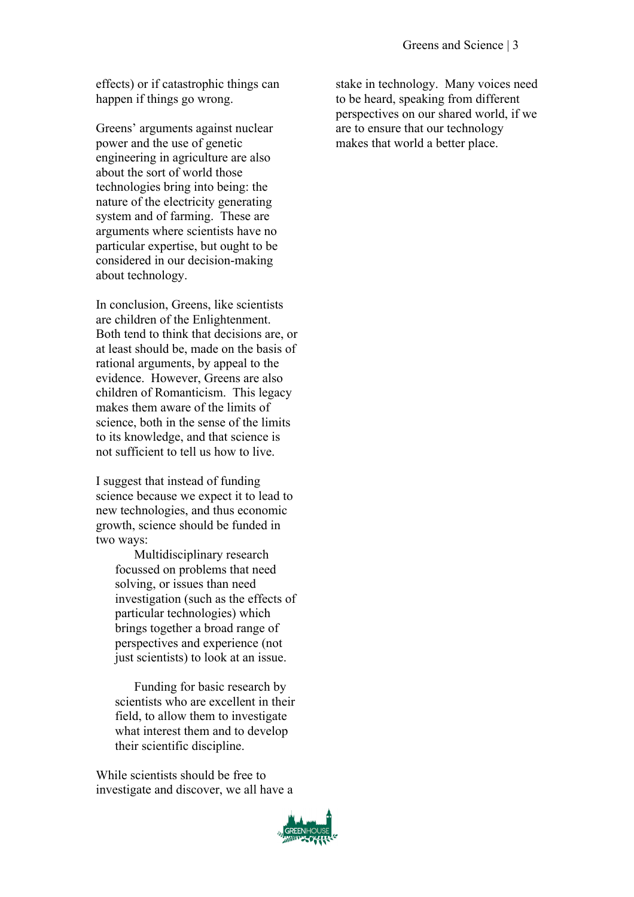effects) or if catastrophic things can happen if things go wrong.

Greens' arguments against nuclear power and the use of genetic engineering in agriculture are also about the sort of world those technologies bring into being: the nature of the electricity generating system and of farming. These are arguments where scientists have no particular expertise, but ought to be considered in our decision-making about technology.

In conclusion, Greens, like scientists are children of the Enlightenment. Both tend to think that decisions are, or at least should be, made on the basis of rational arguments, by appeal to the evidence. However, Greens are also children of Romanticism. This legacy makes them aware of the limits of science, both in the sense of the limits to its knowledge, and that science is not sufficient to tell us how to live.

I suggest that instead of funding science because we expect it to lead to new technologies, and thus economic growth, science should be funded in two ways:

- Multidisciplinary research focussed on problems that need solving, or issues than need investigation (such as the effects of particular technologies) which brings together a broad range of perspectives and experience (not just scientists) to look at an issue.

- Funding for basic research by scientists who are excellent in their field, to allow them to investigate what interest them and to develop their scientific discipline.

While scientists should be free to investigate and discover, we all have a stake in technology. Many voices need to be heard, speaking from different perspectives on our shared world, if we are to ensure that our technology makes that world a better place.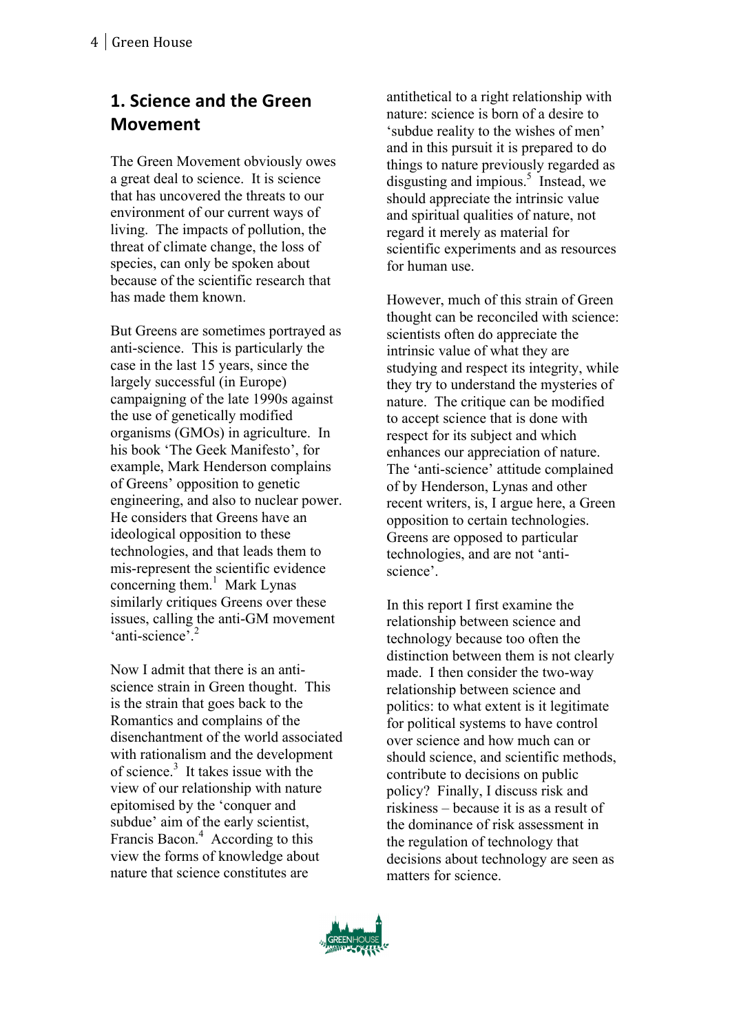## 1. Science and the Green Movement

The Green Movement obviously owes a great deal to science. It is science that has uncovered the threats to our environment of our current ways of living. The impacts of pollution, the threat of climate change, the loss of species, can only be spoken about because of the scientific research that has made them known.

But Greens are sometimes portrayed as anti-science. This is particularly the case in the last 15 years, since the largely successful (in Europe) campaigning of the late 1990s against the use of genetically modified organisms (GMOs) in agriculture. In his book 'The Geek Manifesto', for example, Mark Henderson complains of Greens' opposition to genetic engineering, and also to nuclear power. He considers that Greens have an ideological opposition to these technologies, and that leads them to mis-represent the scientific evidence concerning them.[1] Mark Lynas similarly critiques Greens over these issues, calling the anti-GM movement 'anti-science'.[2]

Now I admit that there is an anti-science strain in Green thought. This is the strain that goes back to the Romantics and complains of the disenchantment of the world associated with rationalism and the development of science.[3] It takes issue with the view of our relationship with nature epitomised by the 'conquer and subdue' aim of the early scientist, Francis Bacon.[4] According to this view the forms of knowledge about nature that science constitutes are antithetical to a right relationship with nature: science is born of a desire to 'subdue reality to the wishes of men' and in this pursuit it is prepared to do things to nature previously regarded as disgusting and impious.[5] Instead, we should appreciate the intrinsic value and spiritual qualities of nature, not regard it merely as material for scientific experiments and as resources for human use.

However, much of this strain of Green thought can be reconciled with science: scientists often do appreciate the intrinsic value of what they are studying and respect its integrity, while they try to understand the mysteries of nature. The critique can be modified to accept science that is done with respect for its subject and which enhances our appreciation of nature. The 'anti-science' attitude complained of by Henderson, Lynas and other recent writers, is, I argue here, a Green opposition to certain technologies. Greens are opposed to particular technologies, and are not 'anti-science'.

In this report I first examine the relationship between science and technology because too often the distinction between them is not clearly made. I then consider the two-way relationship between science and politics: to what extent is it legitimate for political systems to have control over science and how much can or should science, and scientific methods, contribute to decisions on public policy? Finally, I discuss risk and riskiness – because it is as a result of the dominance of risk assessment in the regulation of technology that decisions about technology are seen as matters for science.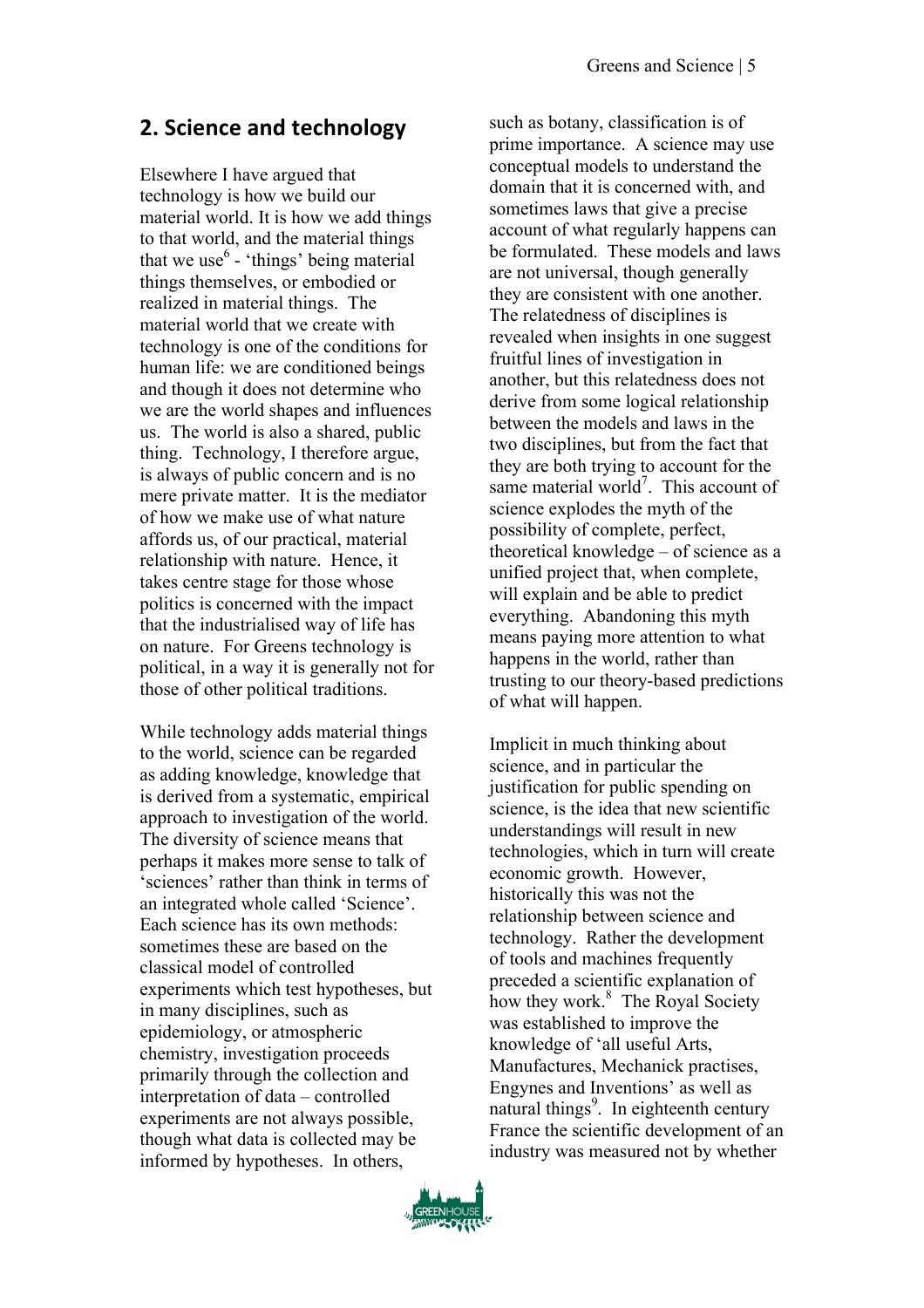## 2. Science and technology

Elsewhere I have argued that technology is how we build our material world. It is how we add things to that world, and the material things that we use[6] - 'things' being material things themselves, or embodied or realized in material things. The material world that we create with technology is one of the conditions for human life: we are conditioned beings and though it does not determine who we are the world shapes and influences us. The world is also a shared, public thing. Technology, I therefore argue, is always of public concern and is no mere private matter. It is the mediator of how we make use of what nature affords us, of our practical, material relationship with nature. Hence, it takes centre stage for those whose politics is concerned with the impact that the industrialised way of life has on nature. For Greens technology is political, in a way it is generally not for those of other political traditions.

While technology adds material things to the world, science can be regarded as adding knowledge, knowledge that is derived from a systematic, empirical approach to investigation of the world. The diversity of science means that perhaps it makes more sense to talk of 'sciences' rather than think in terms of an integrated whole called 'Science'. Each science has its own methods: sometimes these are based on the classical model of controlled experiments which test hypotheses, but in many disciplines, such as epidemiology, or atmospheric chemistry, investigation proceeds primarily through the collection and interpretation of data – controlled experiments are not always possible, though what data is collected may be informed by hypotheses. In others, such as botany, classification is of prime importance. A science may use conceptual models to understand the domain that it is concerned with, and sometimes laws that give a precise account of what regularly happens can be formulated. These models and laws are not universal, though generally they are consistent with one another. The relatedness of disciplines is revealed when insights in one suggest fruitful lines of investigation in another, but this relatedness does not derive from some logical relationship between the models and laws in the two disciplines, but from the fact that they are both trying to account for the same material world[7]. This account of science explodes the myth of the possibility of complete, perfect, theoretical knowledge – of science as a unified project that, when complete, will explain and be able to predict everything. Abandoning this myth means paying more attention to what happens in the world, rather than trusting to our theory-based predictions of what will happen.

Implicit in much thinking about science, and in particular the justification for public spending on science, is the idea that new scientific understandings will result in new technologies, which in turn will create economic growth. However, historically this was not the relationship between science and technology. Rather the development of tools and machines frequently preceded a scientific explanation of how they work.[8] The Royal Society was established to improve the knowledge of 'all useful Arts, Manufactures, Mechanick practises, Engynes and Inventions' as well as natural things[9]. In eighteenth century France the scientific development of an industry was measured not by whether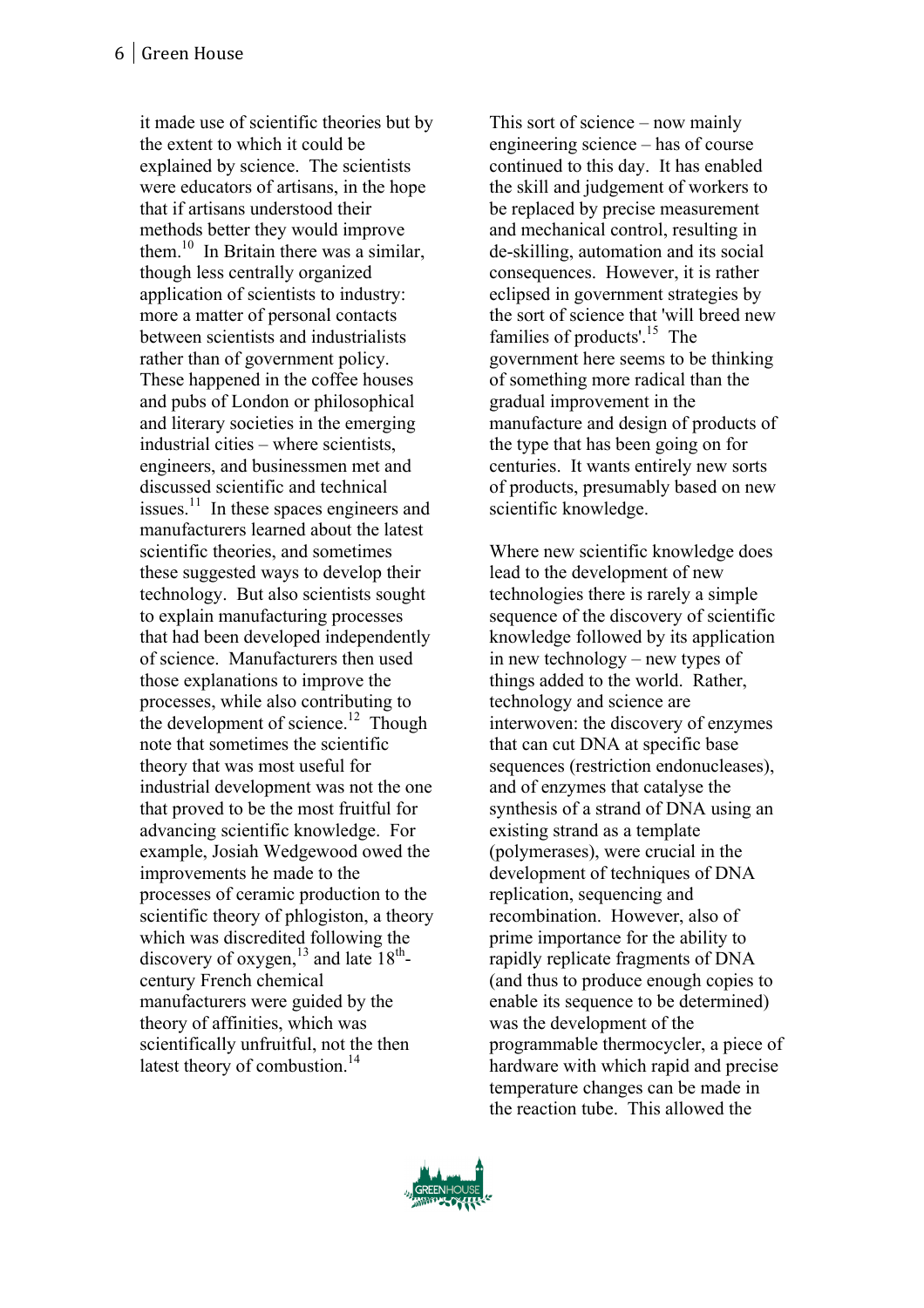it made use of scientific theories but by the extent to which it could be explained by science. The scientists were educators of artisans, in the hope that if artisans understood their methods better they would improve them.[10] In Britain there was a similar, though less centrally organized application of scientists to industry: more a matter of personal contacts between scientists and industrialists rather than of government policy. These happened in the coffee houses and pubs of London or philosophical and literary societies in the emerging industrial cities – where scientists, engineers, and businessmen met and discussed scientific and technical issues.[11] In these spaces engineers and manufacturers learned about the latest scientific theories, and sometimes these suggested ways to develop their technology. But also scientists sought to explain manufacturing processes that had been developed independently of science. Manufacturers then used those explanations to improve the processes, while also contributing to the development of science.[12] Though note that sometimes the scientific theory that was most useful for industrial development was not the one that proved to be the most fruitful for advancing scientific knowledge. For example, Josiah Wedgewood owed the improvements he made to the processes of ceramic production to the scientific theory of phlogiston, a theory which was discredited following the discovery of oxygen,[13] and late 18th-century French chemical manufacturers were guided by the theory of affinities, which was scientifically unfruitful, not the then latest theory of combustion.[14]

This sort of science – now mainly engineering science – has of course continued to this day. It has enabled the skill and judgement of workers to be replaced by precise measurement and mechanical control, resulting in de-skilling, automation and its social consequences. However, it is rather eclipsed in government strategies by the sort of science that 'will breed new families of products'.[15] The government here seems to be thinking of something more radical than the gradual improvement in the manufacture and design of products of the type that has been going on for centuries. It wants entirely new sorts of products, presumably based on new scientific knowledge.

Where new scientific knowledge does lead to the development of new technologies there is rarely a simple sequence of the discovery of scientific knowledge followed by its application in new technology – new types of things added to the world. Rather, technology and science are interwoven: the discovery of enzymes that can cut DNA at specific base sequences (restriction endonucleases), and of enzymes that catalyse the synthesis of a strand of DNA using an existing strand as a template (polymerases), were crucial in the development of techniques of DNA replication, sequencing and recombination. However, also of prime importance for the ability to rapidly replicate fragments of DNA (and thus to produce enough copies to enable its sequence to be determined) was the development of the programmable thermocycler, a piece of hardware with which rapid and precise temperature changes can be made in the reaction tube. This allowed the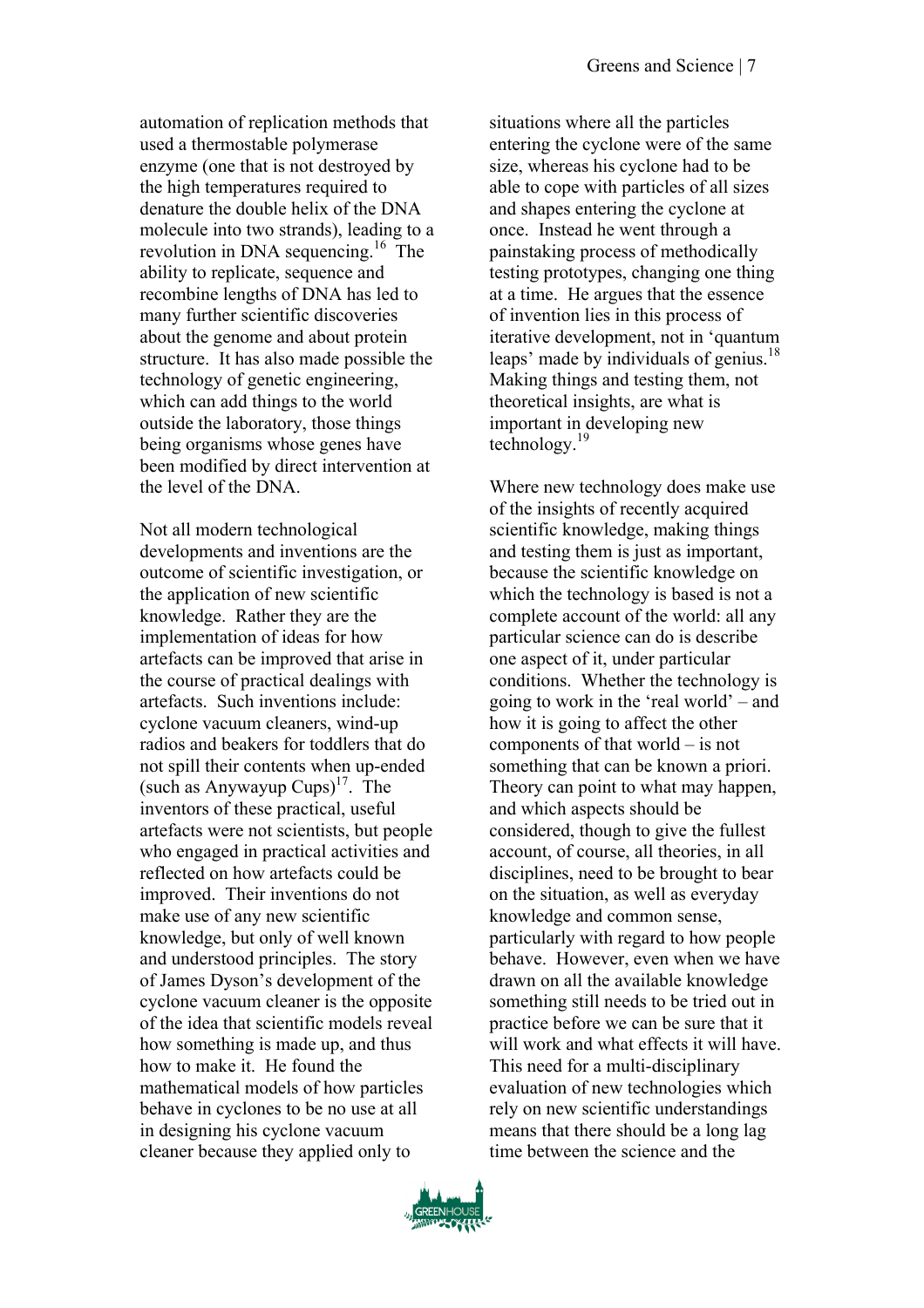automation of replication methods that used a thermostable polymerase enzyme (one that is not destroyed by the high temperatures required to denature the double helix of the DNA molecule into two strands), leading to a revolution in DNA sequencing.[16] The ability to replicate, sequence and recombine lengths of DNA has led to many further scientific discoveries about the genome and about protein structure. It has also made possible the technology of genetic engineering, which can add things to the world outside the laboratory, those things being organisms whose genes have been modified by direct intervention at the level of the DNA.

Not all modern technological developments and inventions are the outcome of scientific investigation, or the application of new scientific knowledge. Rather they are the implementation of ideas for how artefacts can be improved that arise in the course of practical dealings with artefacts. Such inventions include: cyclone vacuum cleaners, wind-up radios and beakers for toddlers that do not spill their contents when up-ended (such as Anywayup Cups)[17]. The inventors of these practical, useful artefacts were not scientists, but people who engaged in practical activities and reflected on how artefacts could be improved. Their inventions do not make use of any new scientific knowledge, but only of well known and understood principles. The story of James Dyson's development of the cyclone vacuum cleaner is the opposite of the idea that scientific models reveal how something is made up, and thus how to make it. He found the mathematical models of how particles behave in cyclones to be no use at all in designing his cyclone vacuum cleaner because they applied only to situations where all the particles entering the cyclone were of the same size, whereas his cyclone had to be able to cope with particles of all sizes and shapes entering the cyclone at once. Instead he went through a painstaking process of methodically testing prototypes, changing one thing at a time. He argues that the essence of invention lies in this process of iterative development, not in 'quantum leaps' made by individuals of genius.[18] Making things and testing them, not theoretical insights, are what is important in developing new technology.[19]

Where new technology does make use of the insights of recently acquired scientific knowledge, making things and testing them is just as important, because the scientific knowledge on which the technology is based is not a complete account of the world: all any particular science can do is describe one aspect of it, under particular conditions. Whether the technology is going to work in the 'real world' – and how it is going to affect the other components of that world – is not something that can be known a priori. Theory can point to what may happen, and which aspects should be considered, though to give the fullest account, of course, all theories, in all disciplines, need to be brought to bear on the situation, as well as everyday knowledge and common sense, particularly with regard to how people behave. However, even when we have drawn on all the available knowledge something still needs to be tried out in practice before we can be sure that it will work and what effects it will have. This need for a multi-disciplinary evaluation of new technologies which rely on new scientific understandings means that there should be a long lag time between the science and the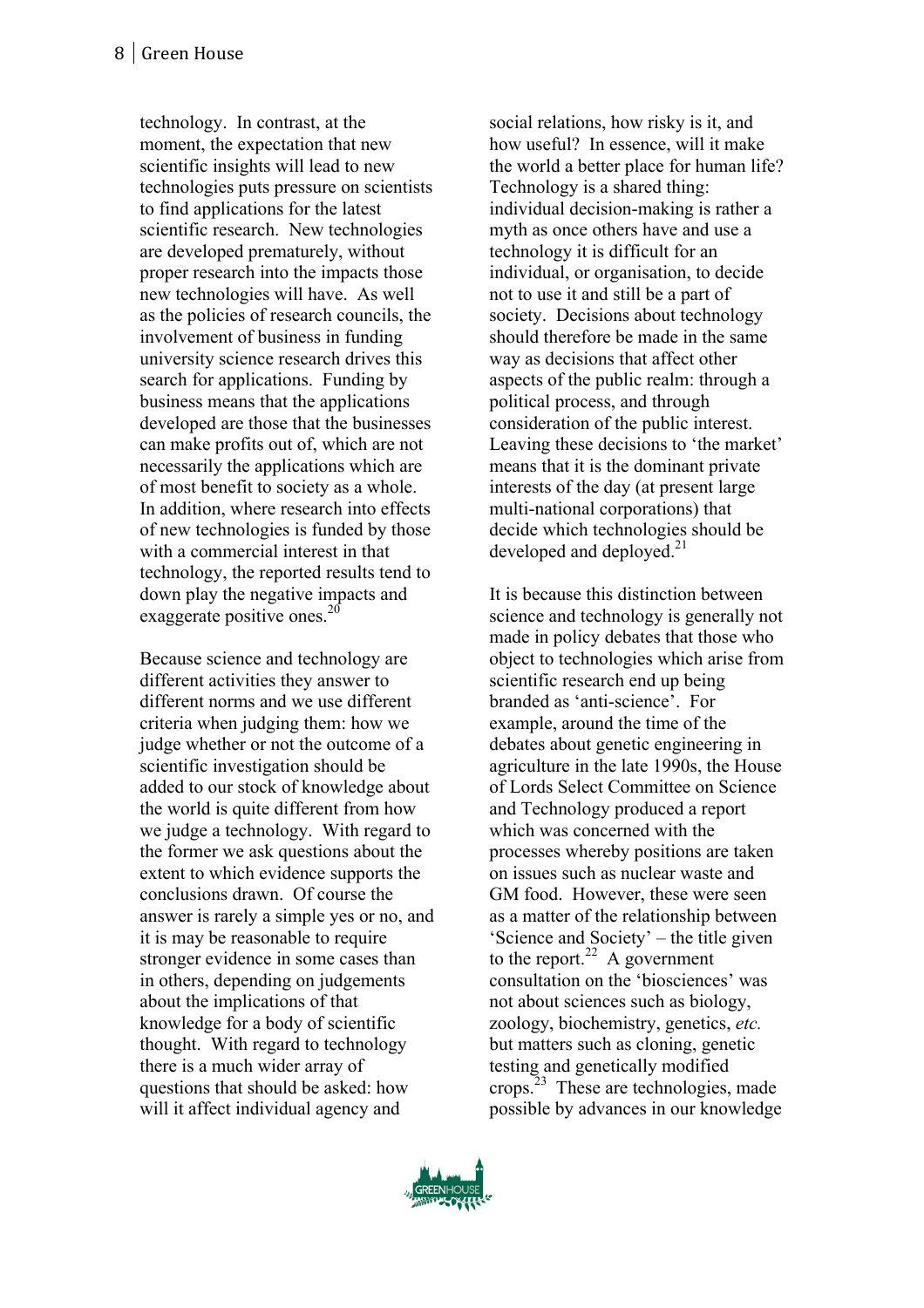technology. In contrast, at the moment, the expectation that new scientific insights will lead to new technologies puts pressure on scientists to find applications for the latest scientific research. New technologies are developed prematurely, without proper research into the impacts those new technologies will have. As well as the policies of research councils, the involvement of business in funding university science research drives this search for applications. Funding by business means that the applications developed are those that the businesses can make profits out of, which are not necessarily the applications which are of most benefit to society as a whole. In addition, where research into effects of new technologies is funded by those with a commercial interest in that technology, the reported results tend to down play the negative impacts and exaggerate positive ones.[20]

Because science and technology are different activities they answer to different norms and we use different criteria when judging them: how we judge whether or not the outcome of a scientific investigation should be added to our stock of knowledge about the world is quite different from how we judge a technology. With regard to the former we ask questions about the extent to which evidence supports the conclusions drawn. Of course the answer is rarely a simple yes or no, and it is may be reasonable to require stronger evidence in some cases than in others, depending on judgements about the implications of that knowledge for a body of scientific thought. With regard to technology there is a much wider array of questions that should be asked: how will it affect individual agency and social relations, how risky is it, and how useful? In essence, will it make the world a better place for human life? Technology is a shared thing: individual decision-making is rather a myth as once others have and use a technology it is difficult for an individual, or organisation, to decide not to use it and still be a part of society. Decisions about technology should therefore be made in the same way as decisions that affect other aspects of the public realm: through a political process, and through consideration of the public interest. Leaving these decisions to 'the market' means that it is the dominant private interests of the day (at present large multi-national corporations) that decide which technologies should be developed and deployed.[21]

It is because this distinction between science and technology is generally not made in policy debates that those who object to technologies which arise from scientific research end up being branded as 'anti-science'. For example, around the time of the debates about genetic engineering in agriculture in the late 1990s, the House of Lords Select Committee on Science and Technology produced a report which was concerned with the processes whereby positions are taken on issues such as nuclear waste and GM food. However, these were seen as a matter of the relationship between 'Science and Society' – the title given to the report.[22] A government consultation on the 'biosciences' was not about sciences such as biology, zoology, biochemistry, genetics, *etc.* but matters such as cloning, genetic testing and genetically modified crops.[23] These are technologies, made possible by advances in our knowledge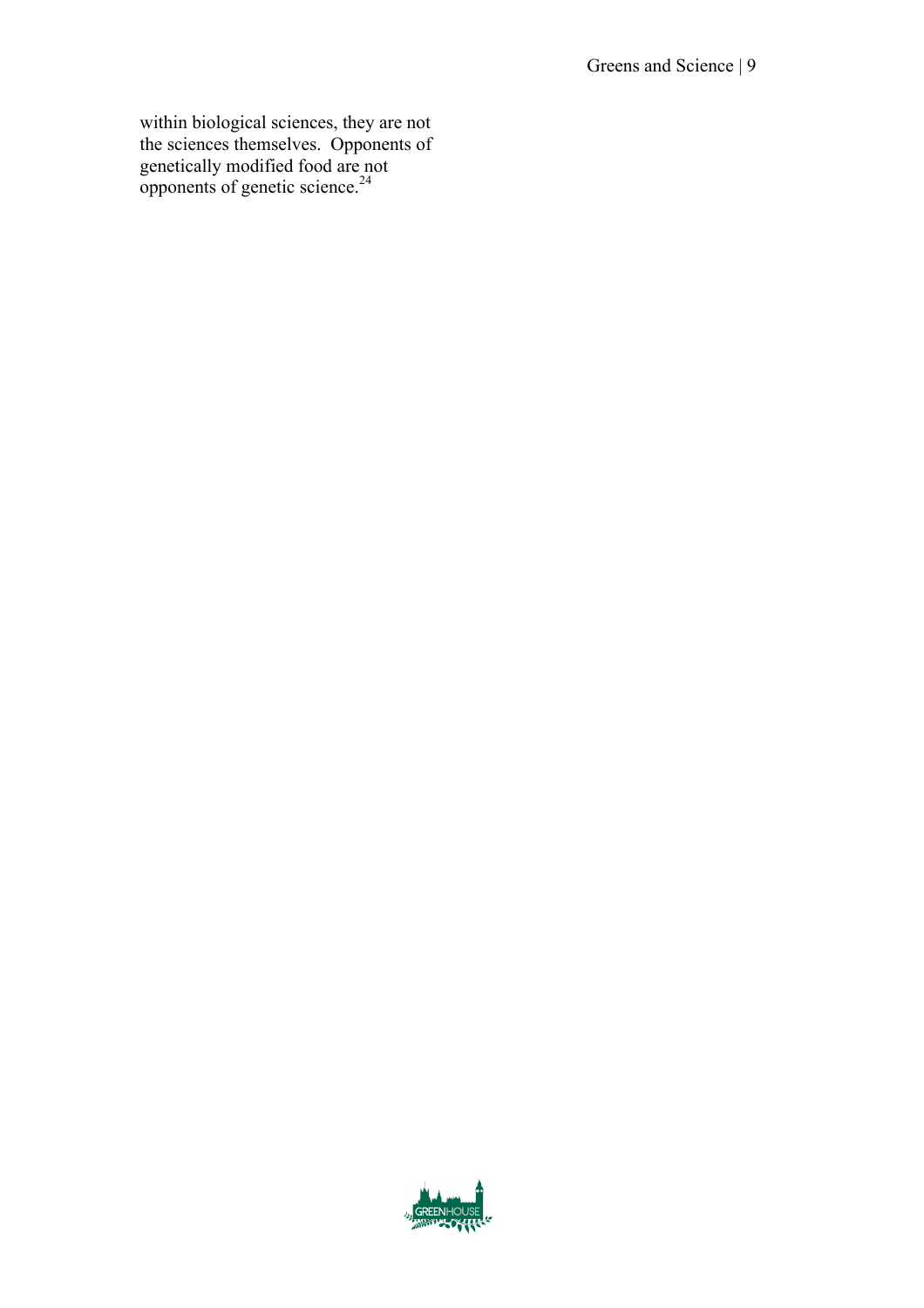within biological sciences, they are not the sciences themselves. Opponents of genetically modified food are not opponents of genetic science.[24]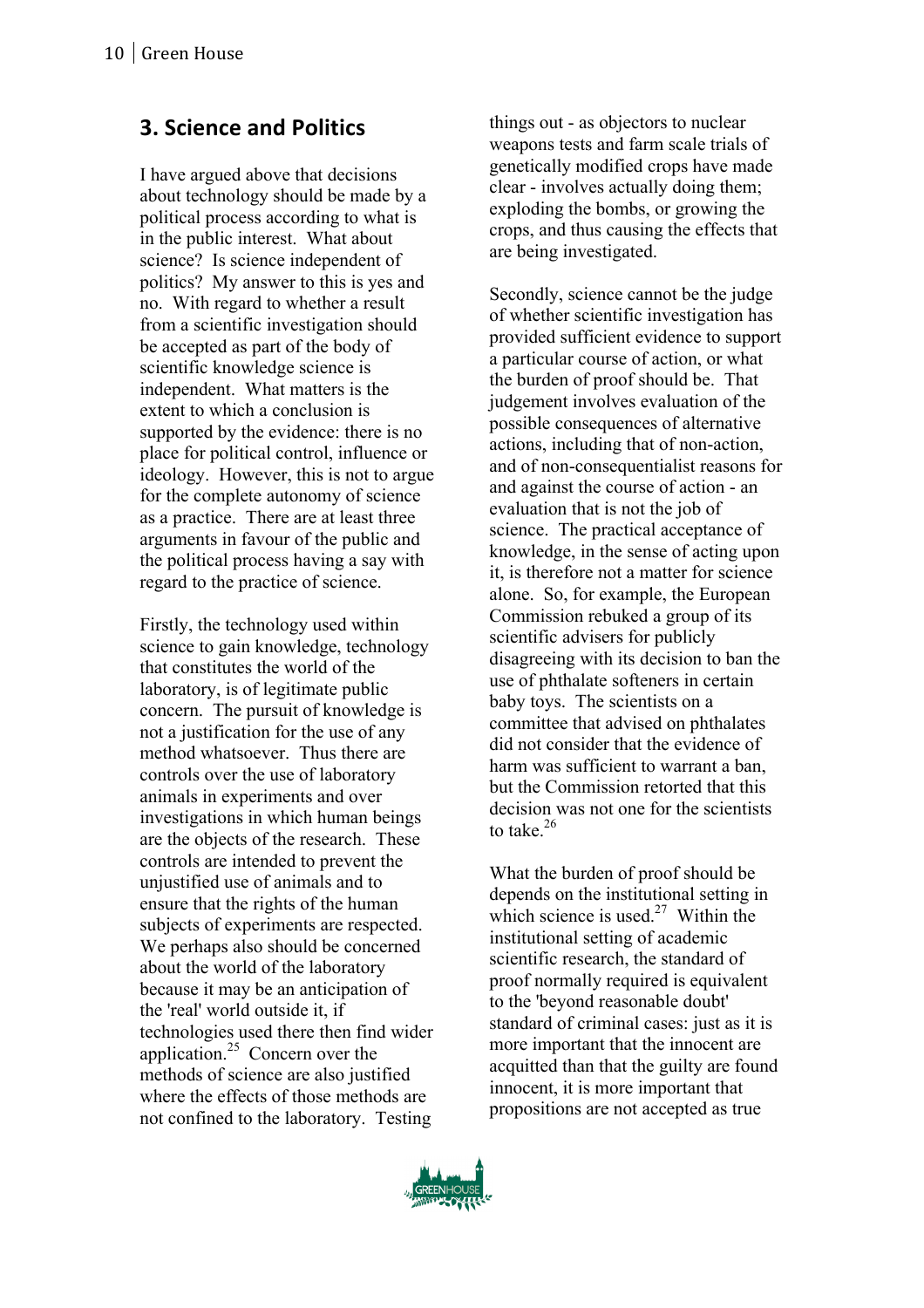## 3. Science and Politics

I have argued above that decisions about technology should be made by a political process according to what is in the public interest. What about science? Is science independent of politics? My answer to this is yes and no. With regard to whether a result from a scientific investigation should be accepted as part of the body of scientific knowledge science is independent. What matters is the extent to which a conclusion is supported by the evidence: there is no place for political control, influence or ideology. However, this is not to argue for the complete autonomy of science as a practice. There are at least three arguments in favour of the public and the political process having a say with regard to the practice of science.

Firstly, the technology used within science to gain knowledge, technology that constitutes the world of the laboratory, is of legitimate public concern. The pursuit of knowledge is not a justification for the use of any method whatsoever. Thus there are controls over the use of laboratory animals in experiments and over investigations in which human beings are the objects of the research. These controls are intended to prevent the unjustified use of animals and to ensure that the rights of the human subjects of experiments are respected. We perhaps also should be concerned about the world of the laboratory because it may be an anticipation of the 'real' world outside it, if technologies used there then find wider application.[25] Concern over the methods of science are also justified where the effects of those methods are not confined to the laboratory. Testing things out - as objectors to nuclear weapons tests and farm scale trials of genetically modified crops have made clear - involves actually doing them; exploding the bombs, or growing the crops, and thus causing the effects that are being investigated.

Secondly, science cannot be the judge of whether scientific investigation has provided sufficient evidence to support a particular course of action, or what the burden of proof should be. That judgement involves evaluation of the possible consequences of alternative actions, including that of non-action, and of non-consequentialist reasons for and against the course of action - an evaluation that is not the job of science. The practical acceptance of knowledge, in the sense of acting upon it, is therefore not a matter for science alone. So, for example, the European Commission rebuked a group of its scientific advisers for publicly disagreeing with its decision to ban the use of phthalate softeners in certain baby toys. The scientists on a committee that advised on phthalates did not consider that the evidence of harm was sufficient to warrant a ban, but the Commission retorted that this decision was not one for the scientists to take.[26]

What the burden of proof should be depends on the institutional setting in which science is used.[27] Within the institutional setting of academic scientific research, the standard of proof normally required is equivalent to the 'beyond reasonable doubt' standard of criminal cases: just as it is more important that the innocent are acquitted than that the guilty are found innocent, it is more important that propositions are not accepted as true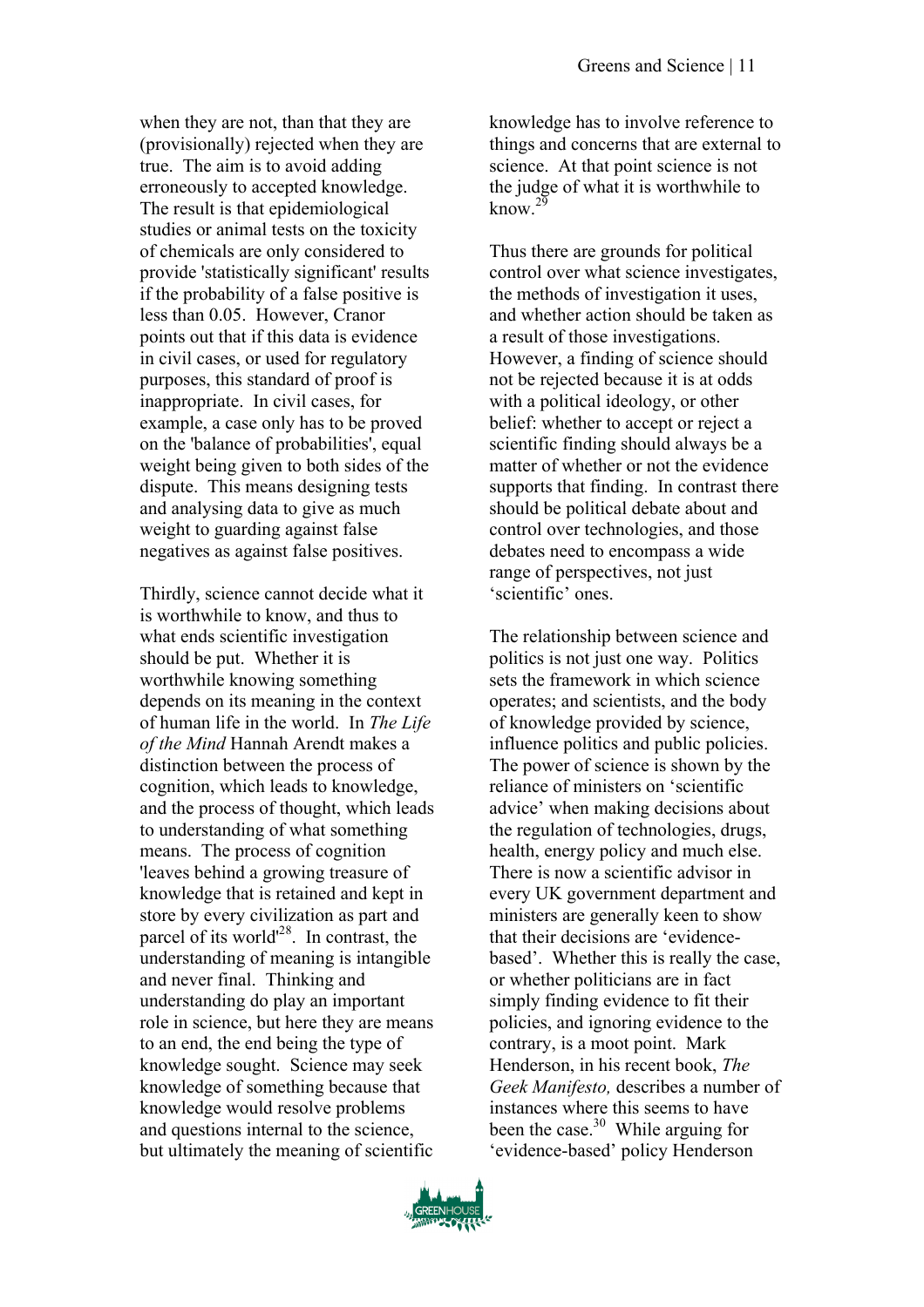when they are not, than that they are (provisionally) rejected when they are true. The aim is to avoid adding erroneously to accepted knowledge. The result is that epidemiological studies or animal tests on the toxicity of chemicals are only considered to provide 'statistically significant' results if the probability of a false positive is less than 0.05. However, Cranor points out that if this data is evidence in civil cases, or used for regulatory purposes, this standard of proof is inappropriate. In civil cases, for example, a case only has to be proved on the 'balance of probabilities', equal weight being given to both sides of the dispute. This means designing tests and analysing data to give as much weight to guarding against false negatives as against false positives.

Thirdly, science cannot decide what it is worthwhile to know, and thus to what ends scientific investigation should be put. Whether it is worthwhile knowing something depends on its meaning in the context of human life in the world. In *The Life of the Mind* Hannah Arendt makes a distinction between the process of cognition, which leads to knowledge, and the process of thought, which leads to understanding of what something means. The process of cognition 'leaves behind a growing treasure of knowledge that is retained and kept in store by every civilization as part and parcel of its world'[28]. In contrast, the understanding of meaning is intangible and never final. Thinking and understanding do play an important role in science, but here they are means to an end, the end being the type of knowledge sought. Science may seek knowledge of something because that knowledge would resolve problems and questions internal to the science, but ultimately the meaning of scientific knowledge has to involve reference to things and concerns that are external to science. At that point science is not the judge of what it is worthwhile to know.[29]

Thus there are grounds for political control over what science investigates, the methods of investigation it uses, and whether action should be taken as a result of those investigations. However, a finding of science should not be rejected because it is at odds with a political ideology, or other belief: whether to accept or reject a scientific finding should always be a matter of whether or not the evidence supports that finding. In contrast there should be political debate about and control over technologies, and those debates need to encompass a wide range of perspectives, not just 'scientific' ones.

The relationship between science and politics is not just one way. Politics sets the framework in which science operates; and scientists, and the body of knowledge provided by science, influence politics and public policies. The power of science is shown by the reliance of ministers on 'scientific advice' when making decisions about the regulation of technologies, drugs, health, energy policy and much else. There is now a scientific advisor in every UK government department and ministers are generally keen to show that their decisions are 'evidence-based'. Whether this is really the case, or whether politicians are in fact simply finding evidence to fit their policies, and ignoring evidence to the contrary, is a moot point. Mark Henderson, in his recent book, *The Geek Manifesto,* describes a number of instances where this seems to have been the case.[30] While arguing for 'evidence-based' policy Henderson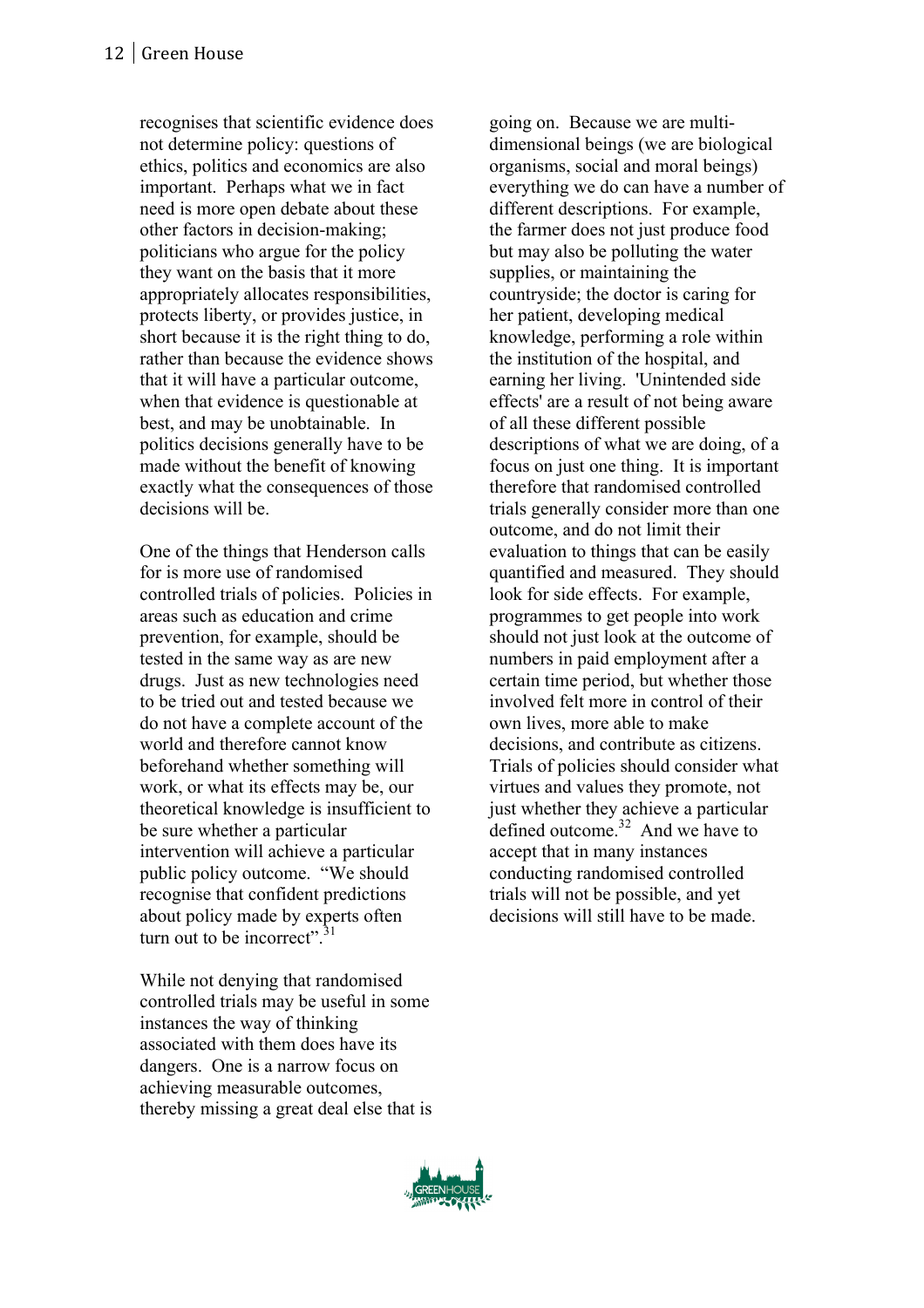recognises that scientific evidence does not determine policy: questions of ethics, politics and economics are also important. Perhaps what we in fact need is more open debate about these other factors in decision-making; politicians who argue for the policy they want on the basis that it more appropriately allocates responsibilities, protects liberty, or provides justice, in short because it is the right thing to do, rather than because the evidence shows that it will have a particular outcome, when that evidence is questionable at best, and may be unobtainable. In politics decisions generally have to be made without the benefit of knowing exactly what the consequences of those decisions will be.

One of the things that Henderson calls for is more use of randomised controlled trials of policies. Policies in areas such as education and crime prevention, for example, should be tested in the same way as are new drugs. Just as new technologies need to be tried out and tested because we do not have a complete account of the world and therefore cannot know beforehand whether something will work, or what its effects may be, our theoretical knowledge is insufficient to be sure whether a particular intervention will achieve a particular public policy outcome. "We should recognise that confident predictions about policy made by experts often turn out to be incorrect".[31]

While not denying that randomised controlled trials may be useful in some instances the way of thinking associated with them does have its dangers. One is a narrow focus on achieving measurable outcomes, thereby missing a great deal else that is going on. Because we are multi-dimensional beings (we are biological organisms, social and moral beings) everything we do can have a number of different descriptions. For example, the farmer does not just produce food but may also be polluting the water supplies, or maintaining the countryside; the doctor is caring for her patient, developing medical knowledge, performing a role within the institution of the hospital, and earning her living. 'Unintended side effects' are a result of not being aware of all these different possible descriptions of what we are doing, of a focus on just one thing. It is important therefore that randomised controlled trials generally consider more than one outcome, and do not limit their evaluation to things that can be easily quantified and measured. They should look for side effects. For example, programmes to get people into work should not just look at the outcome of numbers in paid employment after a certain time period, but whether those involved felt more in control of their own lives, more able to make decisions, and contribute as citizens. Trials of policies should consider what virtues and values they promote, not just whether they achieve a particular defined outcome.[32] And we have to accept that in many instances conducting randomised controlled trials will not be possible, and yet decisions will still have to be made.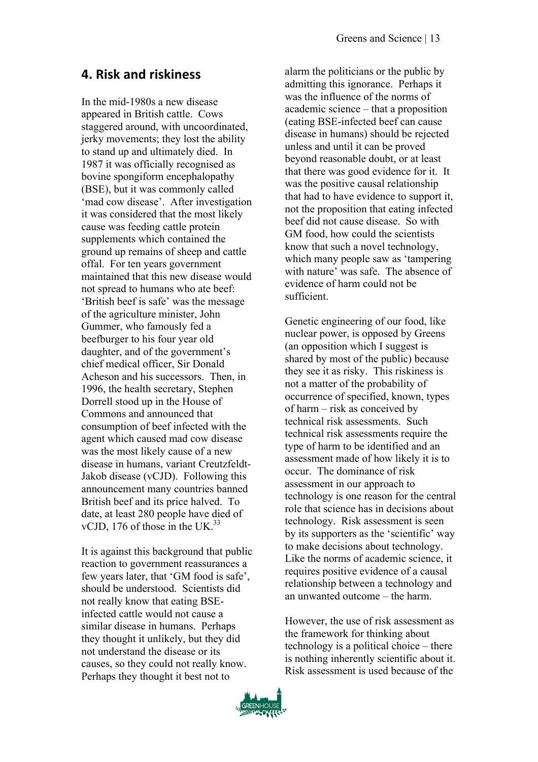## 4. Risk and riskiness

In the mid-1980s a new disease appeared in British cattle. Cows staggered around, with uncoordinated, jerky movements; they lost the ability to stand up and ultimately died. In 1987 it was officially recognised as bovine spongiform encephalopathy (BSE), but it was commonly called 'mad cow disease'. After investigation it was considered that the most likely cause was feeding cattle protein supplements which contained the ground up remains of sheep and cattle offal. For ten years government maintained that this new disease would not spread to humans who ate beef: 'British beef is safe' was the message of the agriculture minister, John Gummer, who famously fed a beefburger to his four year old daughter, and of the government's chief medical officer, Sir Donald Acheson and his successors. Then, in 1996, the health secretary, Stephen Dorrell stood up in the House of Commons and announced that consumption of beef infected with the agent which caused mad cow disease was the most likely cause of a new disease in humans, variant Creutzfeldt-Jakob disease (vCJD). Following this announcement many countries banned British beef and its price halved. To date, at least 280 people have died of vCJD, 176 of those in the UK.[33]

It is against this background that public reaction to government reassurances a few years later, that 'GM food is safe', should be understood. Scientists did not really know that eating BSE-infected cattle would not cause a similar disease in humans. Perhaps they thought it unlikely, but they did not understand the disease or its causes, so they could not really know. Perhaps they thought it best not to alarm the politicians or the public by admitting this ignorance. Perhaps it was the influence of the norms of academic science – that a proposition (eating BSE-infected beef can cause disease in humans) should be rejected unless and until it can be proved beyond reasonable doubt, or at least that there was good evidence for it. It was the positive causal relationship that had to have evidence to support it, not the proposition that eating infected beef did not cause disease. So with GM food, how could the scientists know that such a novel technology, which many people saw as 'tampering with nature' was safe. The absence of evidence of harm could not be sufficient.

Genetic engineering of our food, like nuclear power, is opposed by Greens (an opposition which I suggest is shared by most of the public) because they see it as risky. This riskiness is not a matter of the probability of occurrence of specified, known, types of harm – risk as conceived by technical risk assessments. Such technical risk assessments require the type of harm to be identified and an assessment made of how likely it is to occur. The dominance of risk assessment in our approach to technology is one reason for the central role that science has in decisions about technology. Risk assessment is seen by its supporters as the 'scientific' way to make decisions about technology. Like the norms of academic science, it requires positive evidence of a causal relationship between a technology and an unwanted outcome – the harm.

However, the use of risk assessment as the framework for thinking about technology is a political choice – there is nothing inherently scientific about it. Risk assessment is used because of the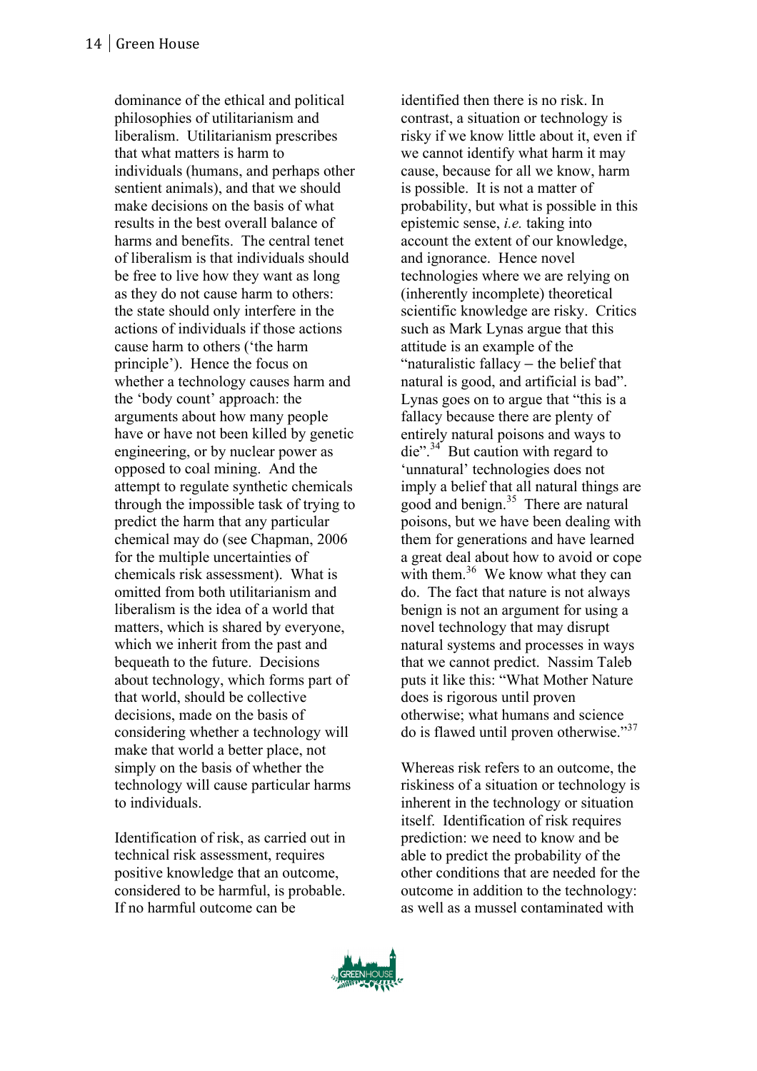dominance of the ethical and political philosophies of utilitarianism and liberalism. Utilitarianism prescribes that what matters is harm to individuals (humans, and perhaps other sentient animals), and that we should make decisions on the basis of what results in the best overall balance of harms and benefits. The central tenet of liberalism is that individuals should be free to live how they want as long as they do not cause harm to others: the state should only interfere in the actions of individuals if those actions cause harm to others ('the harm principle'). Hence the focus on whether a technology causes harm and the 'body count' approach: the arguments about how many people have or have not been killed by genetic engineering, or by nuclear power as opposed to coal mining. And the attempt to regulate synthetic chemicals through the impossible task of trying to predict the harm that any particular chemical may do (see Chapman, 2006 for the multiple uncertainties of chemicals risk assessment). What is omitted from both utilitarianism and liberalism is the idea of a world that matters, which is shared by everyone, which we inherit from the past and bequeath to the future. Decisions about technology, which forms part of that world, should be collective decisions, made on the basis of considering whether a technology will make that world a better place, not simply on the basis of whether the technology will cause particular harms to individuals.

Identification of risk, as carried out in technical risk assessment, requires positive knowledge that an outcome, considered to be harmful, is probable. If no harmful outcome can be identified then there is no risk. In contrast, a situation or technology is risky if we know little about it, even if we cannot identify what harm it may cause, because for all we know, harm is possible. It is not a matter of probability, but what is possible in this epistemic sense, *i.e.* taking into account the extent of our knowledge, and ignorance. Hence novel technologies where we are relying on (inherently incomplete) theoretical scientific knowledge are risky. Critics such as Mark Lynas argue that this attitude is an example of the "naturalistic fallacy – the belief that natural is good, and artificial is bad". Lynas goes on to argue that "this is a fallacy because there are plenty of entirely natural poisons and ways to die".[34] But caution with regard to 'unnatural' technologies does not imply a belief that all natural things are good and benign.[35] There are natural poisons, but we have been dealing with them for generations and have learned a great deal about how to avoid or cope with them.[36] We know what they can do. The fact that nature is not always benign is not an argument for using a novel technology that may disrupt natural systems and processes in ways that we cannot predict. Nassim Taleb puts it like this: "What Mother Nature does is rigorous until proven otherwise; what humans and science do is flawed until proven otherwise."[37]

Whereas risk refers to an outcome, the riskiness of a situation or technology is inherent in the technology or situation itself. Identification of risk requires prediction: we need to know and be able to predict the probability of the other conditions that are needed for the outcome in addition to the technology: as well as a mussel contaminated with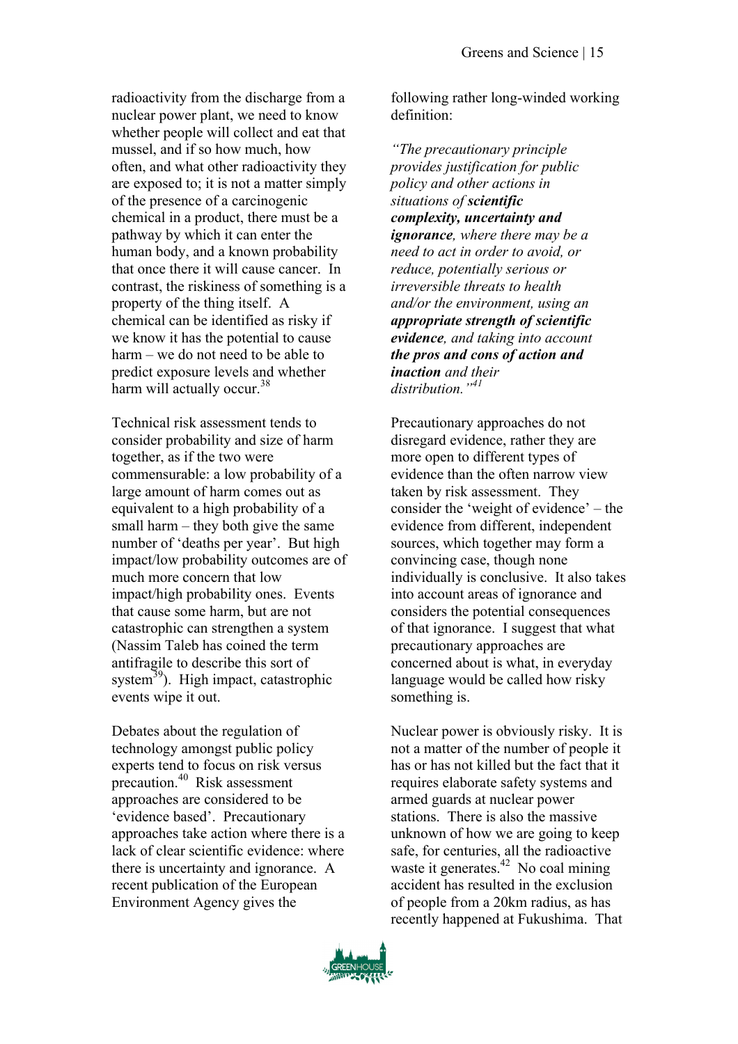radioactivity from the discharge from a nuclear power plant, we need to know whether people will collect and eat that mussel, and if so how much, how often, and what other radioactivity they are exposed to; it is not a matter simply of the presence of a carcinogenic chemical in a product, there must be a pathway by which it can enter the human body, and a known probability that once there it will cause cancer. In contrast, the riskiness of something is a property of the thing itself. A chemical can be identified as risky if we know it has the potential to cause harm – we do not need to be able to predict exposure levels and whether harm will actually occur.[38]

Technical risk assessment tends to consider probability and size of harm together, as if the two were commensurable: a low probability of a large amount of harm comes out as equivalent to a high probability of a small harm – they both give the same number of 'deaths per year'. But high impact/low probability outcomes are of much more concern that low impact/high probability ones. Events that cause some harm, but are not catastrophic can strengthen a system (Nassim Taleb has coined the term antifragile to describe this sort of system[39]). High impact, catastrophic events wipe it out.

Debates about the regulation of technology amongst public policy experts tend to focus on risk versus precaution.[40] Risk assessment approaches are considered to be 'evidence based'. Precautionary approaches take action where there is a lack of clear scientific evidence: where there is uncertainty and ignorance. A recent publication of the European Environment Agency gives the following rather long-winded working definition:

*"The precautionary principle provides justification for public policy and other actions in situations of **scientific complexity, uncertainty and ignorance**, where there may be a need to act in order to avoid, or reduce, potentially serious or irreversible threats to health and/or the environment, using an **appropriate strength of scientific evidence**, and taking into account **the pros and cons of action and inaction** and their distribution."*[41]

Precautionary approaches do not disregard evidence, rather they are more open to different types of evidence than the often narrow view taken by risk assessment. They consider the 'weight of evidence' – the evidence from different, independent sources, which together may form a convincing case, though none individually is conclusive. It also takes into account areas of ignorance and considers the potential consequences of that ignorance. I suggest that what precautionary approaches are concerned about is what, in everyday language would be called how risky something is.

Nuclear power is obviously risky. It is not a matter of the number of people it has or has not killed but the fact that it requires elaborate safety systems and armed guards at nuclear power stations. There is also the massive unknown of how we are going to keep safe, for centuries, all the radioactive waste it generates.[42] No coal mining accident has resulted in the exclusion of people from a 20km radius, as has recently happened at Fukushima. That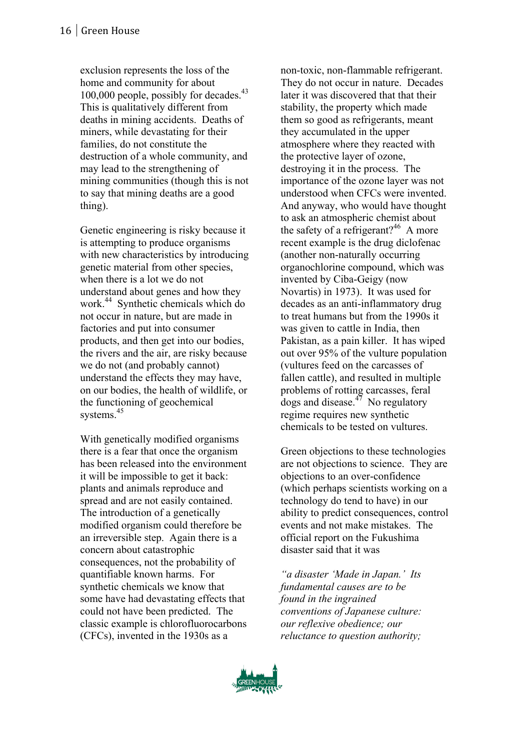exclusion represents the loss of the home and community for about 100,000 people, possibly for decades.[43] This is qualitatively different from deaths in mining accidents. Deaths of miners, while devastating for their families, do not constitute the destruction of a whole community, and may lead to the strengthening of mining communities (though this is not to say that mining deaths are a good thing).

Genetic engineering is risky because it is attempting to produce organisms with new characteristics by introducing genetic material from other species, when there is a lot we do not understand about genes and how they work.[44] Synthetic chemicals which do not occur in nature, but are made in factories and put into consumer products, and then get into our bodies, the rivers and the air, are risky because we do not (and probably cannot) understand the effects they may have, on our bodies, the health of wildlife, or the functioning of geochemical systems.[45]

With genetically modified organisms there is a fear that once the organism has been released into the environment it will be impossible to get it back: plants and animals reproduce and spread and are not easily contained. The introduction of a genetically modified organism could therefore be an irreversible step. Again there is a concern about catastrophic consequences, not the probability of quantifiable known harms. For synthetic chemicals we know that some have had devastating effects that could not have been predicted. The classic example is chlorofluorocarbons (CFCs), invented in the 1930s as a non-toxic, non-flammable refrigerant. They do not occur in nature. Decades later it was discovered that that their stability, the property which made them so good as refrigerants, meant they accumulated in the upper atmosphere where they reacted with the protective layer of ozone, destroying it in the process. The importance of the ozone layer was not understood when CFCs were invented. And anyway, who would have thought to ask an atmospheric chemist about the safety of a refrigerant?[46] A more recent example is the drug diclofenac (another non-naturally occurring organochlorine compound, which was invented by Ciba-Geigy (now Novartis) in 1973). It was used for decades as an anti-inflammatory drug to treat humans but from the 1990s it was given to cattle in India, then Pakistan, as a pain killer. It has wiped out over 95% of the vulture population (vultures feed on the carcasses of fallen cattle), and resulted in multiple problems of rotting carcasses, feral dogs and disease.[47] No regulatory regime requires new synthetic chemicals to be tested on vultures.

Green objections to these technologies are not objections to science. They are objections to an over-confidence (which perhaps scientists working on a technology do tend to have) in our ability to predict consequences, control events and not make mistakes. The official report on the Fukushima disaster said that it was

*"a disaster 'Made in Japan.' Its fundamental causes are to be found in the ingrained conventions of Japanese culture: our reflexive obedience; our reluctance to question authority;*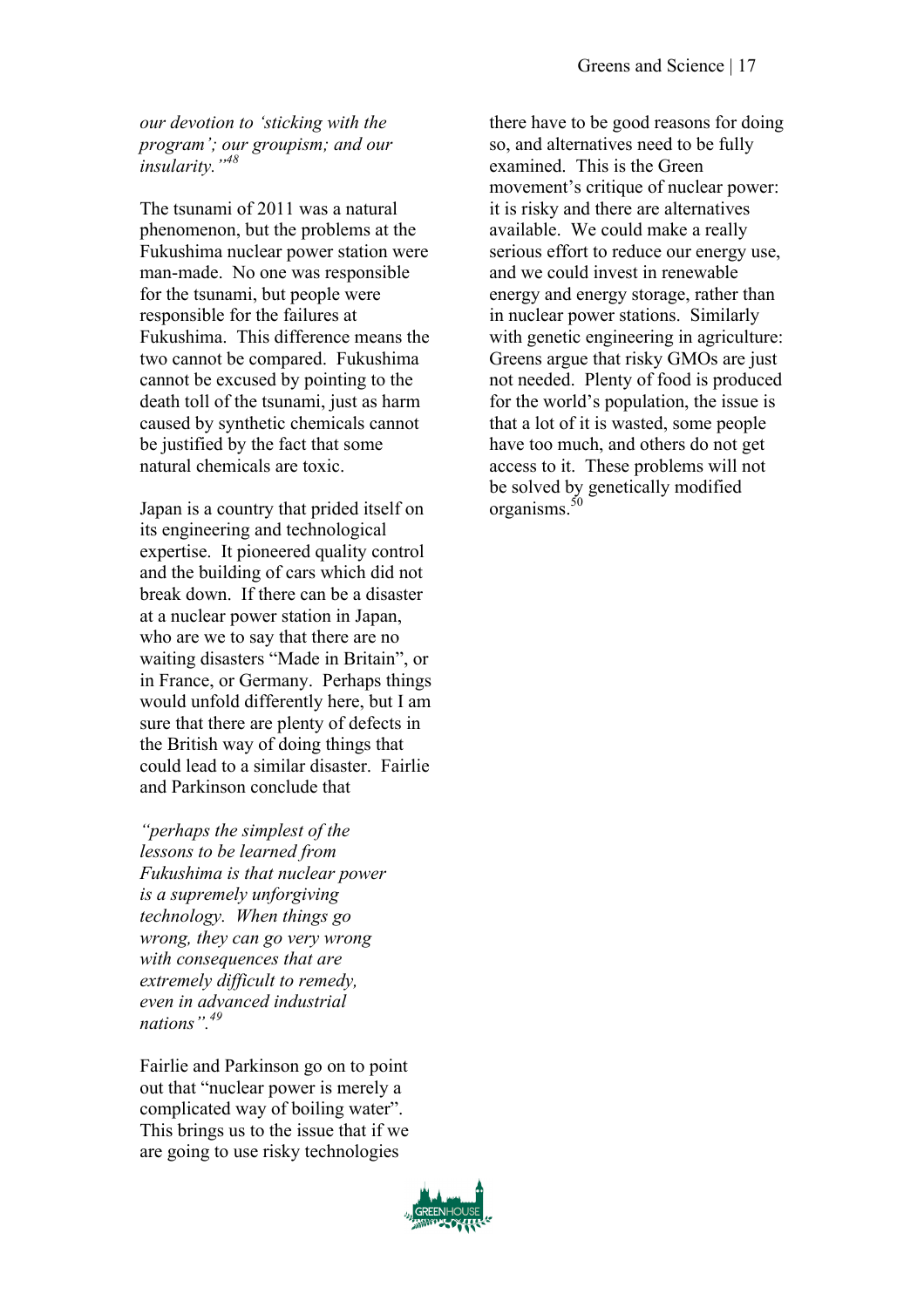*our devotion to 'sticking with the program'; our groupism; and our insularity."*[48]

The tsunami of 2011 was a natural phenomenon, but the problems at the Fukushima nuclear power station were man-made. No one was responsible for the tsunami, but people were responsible for the failures at Fukushima. This difference means the two cannot be compared. Fukushima cannot be excused by pointing to the death toll of the tsunami, just as harm caused by synthetic chemicals cannot be justified by the fact that some natural chemicals are toxic.

Japan is a country that prided itself on its engineering and technological expertise. It pioneered quality control and the building of cars which did not break down. If there can be a disaster at a nuclear power station in Japan, who are we to say that there are no waiting disasters "Made in Britain", or in France, or Germany. Perhaps things would unfold differently here, but I am sure that there are plenty of defects in the British way of doing things that could lead to a similar disaster. Fairlie and Parkinson conclude that

*"perhaps the simplest of the lessons to be learned from Fukushima is that nuclear power is a supremely unforgiving technology. When things go wrong, they can go very wrong with consequences that are extremely difficult to remedy, even in advanced industrial nations".*[49]

Fairlie and Parkinson go on to point out that "nuclear power is merely a complicated way of boiling water". This brings us to the issue that if we are going to use risky technologies there have to be good reasons for doing so, and alternatives need to be fully examined. This is the Green movement's critique of nuclear power: it is risky and there are alternatives available. We could make a really serious effort to reduce our energy use, and we could invest in renewable energy and energy storage, rather than in nuclear power stations. Similarly with genetic engineering in agriculture: Greens argue that risky GMOs are just not needed. Plenty of food is produced for the world's population, the issue is that a lot of it is wasted, some people have too much, and others do not get access to it. These problems will not be solved by genetically modified organisms.[50]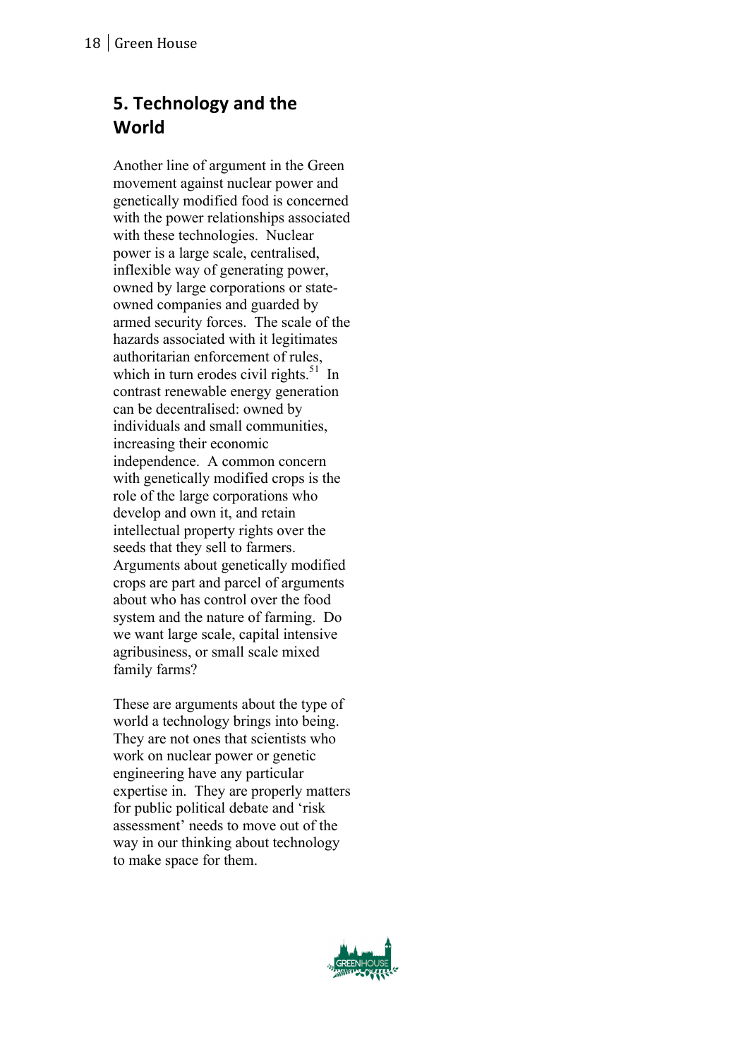## 5. Technology and the World

Another line of argument in the Green movement against nuclear power and genetically modified food is concerned with the power relationships associated with these technologies. Nuclear power is a large scale, centralised, inflexible way of generating power, owned by large corporations or state-owned companies and guarded by armed security forces. The scale of the hazards associated with it legitimates authoritarian enforcement of rules, which in turn erodes civil rights.[51] In contrast renewable energy generation can be decentralised: owned by individuals and small communities, increasing their economic independence. A common concern with genetically modified crops is the role of the large corporations who develop and own it, and retain intellectual property rights over the seeds that they sell to farmers. Arguments about genetically modified crops are part and parcel of arguments about who has control over the food system and the nature of farming. Do we want large scale, capital intensive agribusiness, or small scale mixed family farms?

These are arguments about the type of world a technology brings into being. They are not ones that scientists who work on nuclear power or genetic engineering have any particular expertise in. They are properly matters for public political debate and 'risk assessment' needs to move out of the way in our thinking about technology to make space for them.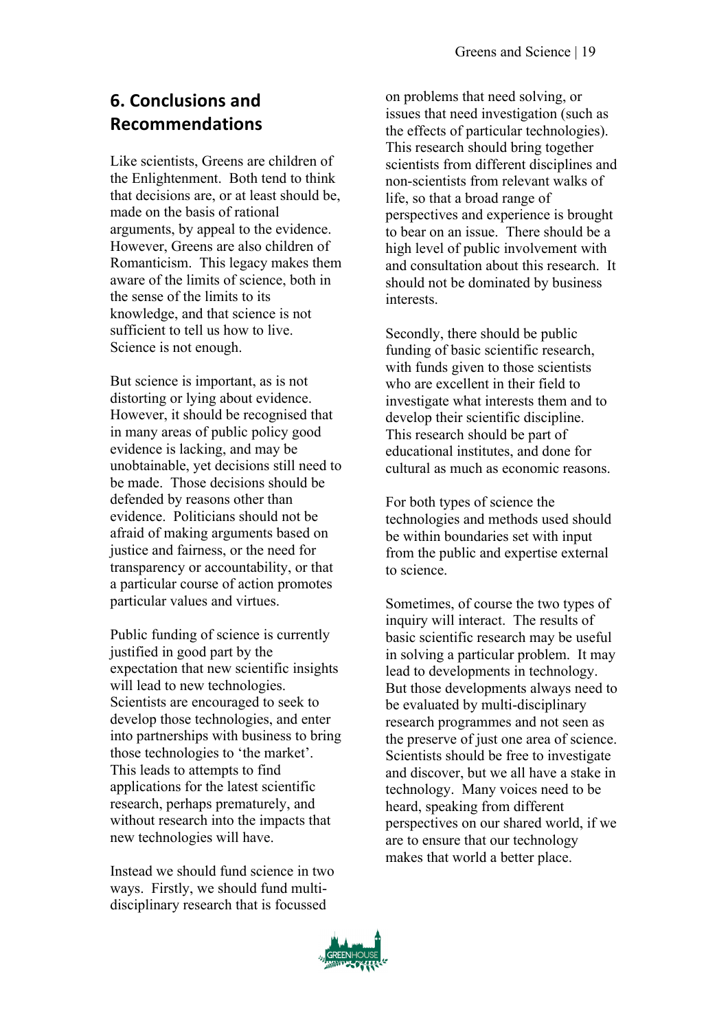## 6. Conclusions and Recommendations

Like scientists, Greens are children of the Enlightenment. Both tend to think that decisions are, or at least should be, made on the basis of rational arguments, by appeal to the evidence. However, Greens are also children of Romanticism. This legacy makes them aware of the limits of science, both in the sense of the limits to its knowledge, and that science is not sufficient to tell us how to live. Science is not enough.

But science is important, as is not distorting or lying about evidence. However, it should be recognised that in many areas of public policy good evidence is lacking, and may be unobtainable, yet decisions still need to be made. Those decisions should be defended by reasons other than evidence. Politicians should not be afraid of making arguments based on justice and fairness, or the need for transparency or accountability, or that a particular course of action promotes particular values and virtues.

Public funding of science is currently justified in good part by the expectation that new scientific insights will lead to new technologies. Scientists are encouraged to seek to develop those technologies, and enter into partnerships with business to bring those technologies to 'the market'. This leads to attempts to find applications for the latest scientific research, perhaps prematurely, and without research into the impacts that new technologies will have.

Instead we should fund science in two ways. Firstly, we should fund multi-disciplinary research that is focussed on problems that need solving, or issues that need investigation (such as the effects of particular technologies). This research should bring together scientists from different disciplines and non-scientists from relevant walks of life, so that a broad range of perspectives and experience is brought to bear on an issue. There should be a high level of public involvement with and consultation about this research. It should not be dominated by business interests.

Secondly, there should be public funding of basic scientific research, with funds given to those scientists who are excellent in their field to investigate what interests them and to develop their scientific discipline. This research should be part of educational institutes, and done for cultural as much as economic reasons.

For both types of science the technologies and methods used should be within boundaries set with input from the public and expertise external to science.

Sometimes, of course the two types of inquiry will interact. The results of basic scientific research may be useful in solving a particular problem. It may lead to developments in technology. But those developments always need to be evaluated by multi-disciplinary research programmes and not seen as the preserve of just one area of science. Scientists should be free to investigate and discover, but we all have a stake in technology. Many voices need to be heard, speaking from different perspectives on our shared world, if we are to ensure that our technology makes that world a better place.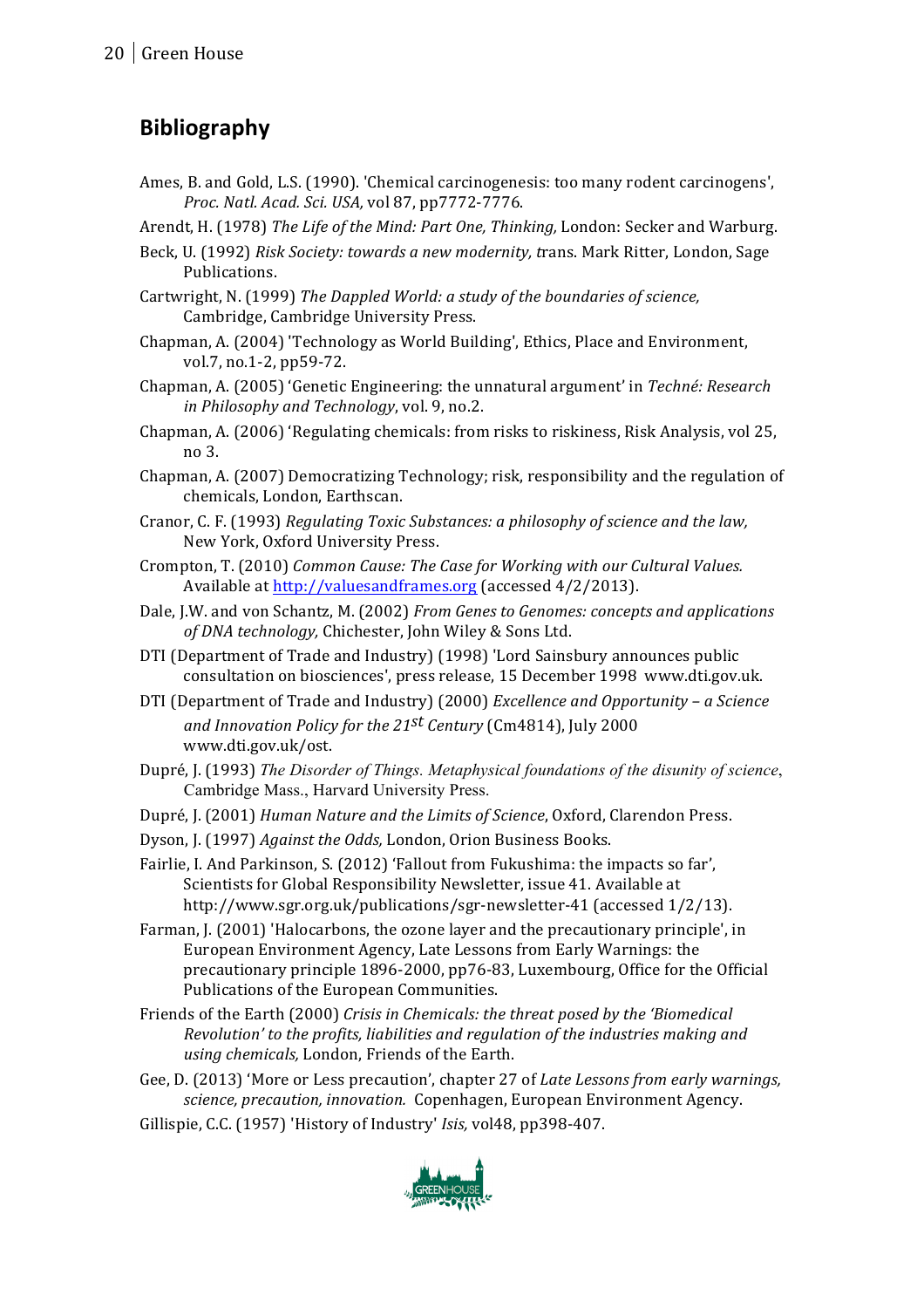## Bibliography

Ames, B. and Gold, L.S. (1990). 'Chemical carcinogenesis: too many rodent carcinogens', *Proc. Natl. Acad. Sci. USA,* vol 87, pp7772-7776.

Arendt, H. (1978) *The Life of the Mind: Part One, Thinking,* London: Secker and Warburg.

Beck, U. (1992) *Risk Society: towards a new modernity, t*rans. Mark Ritter, London, Sage Publications.

Cartwright, N. (1999) *The Dappled World: a study of the boundaries of science,* Cambridge, Cambridge University Press.

Chapman, A. (2004) 'Technology as World Building', Ethics, Place and Environment, vol.7, no.1-2, pp59-72.

Chapman, A. (2005) 'Genetic Engineering: the unnatural argument' in *Techné: Research in Philosophy and Technology*, vol. 9, no.2.

Chapman, A. (2006) 'Regulating chemicals: from risks to riskiness, Risk Analysis, vol 25, no 3.

Chapman, A. (2007) Democratizing Technology; risk, responsibility and the regulation of chemicals, London, Earthscan.

Cranor, C. F. (1993) *Regulating Toxic Substances: a philosophy of science and the law,* New York, Oxford University Press.

Crompton, T. (2010) *Common Cause: The Case for Working with our Cultural Values.* Available at http://valuesandframes.org (accessed 4/2/2013).

Dale, J.W. and von Schantz, M. (2002) *From Genes to Genomes: concepts and applications of DNA technology,* Chichester, John Wiley & Sons Ltd.

DTI (Department of Trade and Industry) (1998) 'Lord Sainsbury announces public consultation on biosciences', press release, 15 December 1998 www.dti.gov.uk.

DTI (Department of Trade and Industry) (2000) *Excellence and Opportunity – a Science and Innovation Policy for the 21st Century* (Cm4814), July 2000 www.dti.gov.uk/ost.

Dupré, J. (1993) *The Disorder of Things. Metaphysical foundations of the disunity of science*, Cambridge Mass., Harvard University Press.

Dupré, J. (2001) *Human Nature and the Limits of Science*, Oxford, Clarendon Press.

Dyson, J. (1997) *Against the Odds,* London, Orion Business Books.

Fairlie, I. And Parkinson, S. (2012) 'Fallout from Fukushima: the impacts so far', Scientists for Global Responsibility Newsletter, issue 41. Available at http://www.sgr.org.uk/publications/sgr-newsletter-41 (accessed 1/2/13).

Farman, J. (2001) 'Halocarbons, the ozone layer and the precautionary principle', in European Environment Agency, Late Lessons from Early Warnings: the precautionary principle 1896-2000, pp76-83, Luxembourg, Office for the Official Publications of the European Communities.

Friends of the Earth (2000) *Crisis in Chemicals: the threat posed by the 'Biomedical Revolution' to the profits, liabilities and regulation of the industries making and using chemicals,* London, Friends of the Earth.

Gee, D. (2013) 'More or Less precaution', chapter 27 of *Late Lessons from early warnings, science, precaution, innovation.* Copenhagen, European Environment Agency.

Gillispie, C.C. (1957) 'History of Industry' *Isis,* vol48, pp398-407.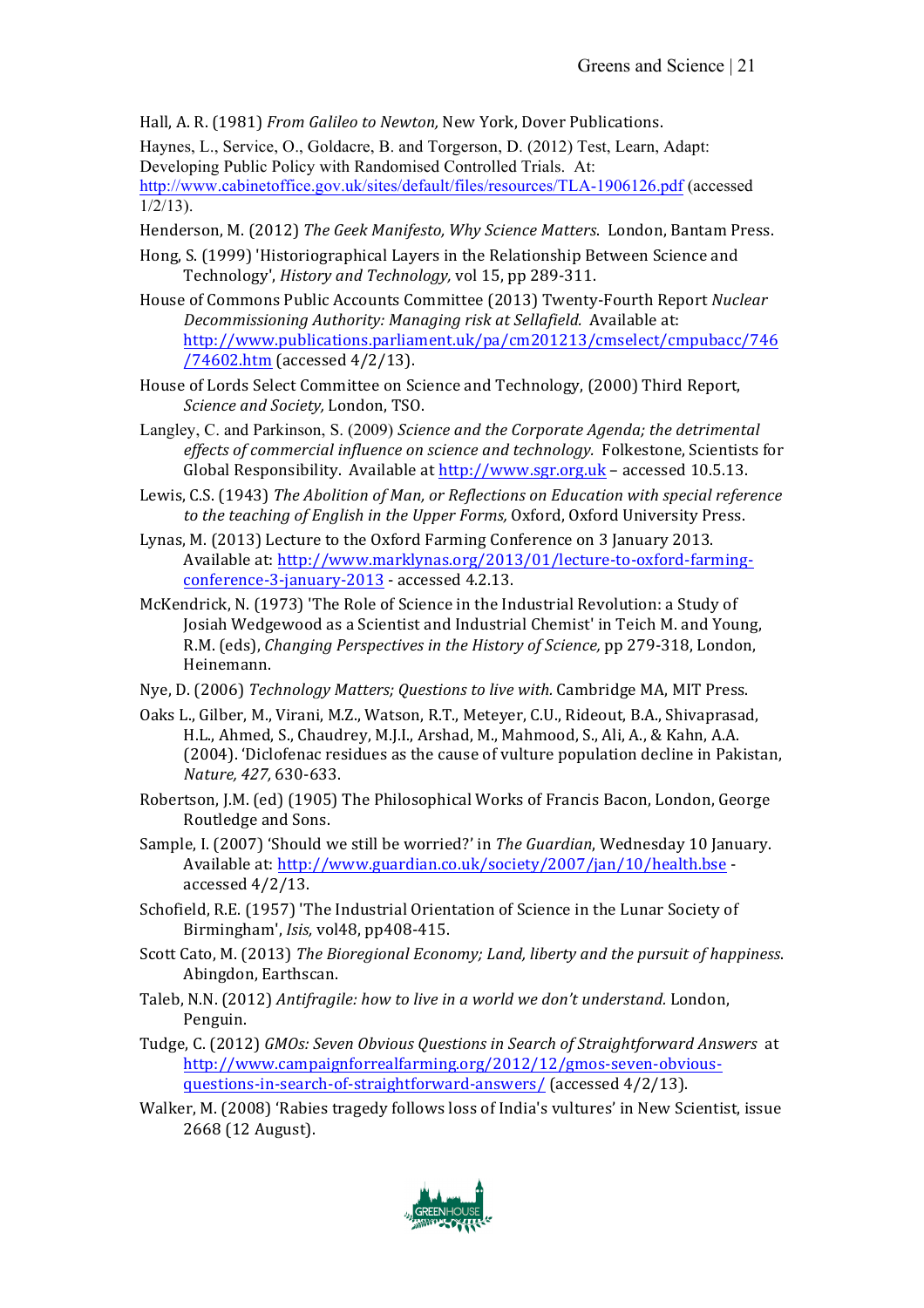Hall, A. R. (1981) *From Galileo to Newton,* New York, Dover Publications.

Haynes, L., Service, O., Goldacre, B. and Torgerson, D. (2012) Test, Learn, Adapt: Developing Public Policy with Randomised Controlled Trials. At: http://www.cabinetoffice.gov.uk/sites/default/files/resources/TLA-1906126.pdf (accessed 1/2/13).

Henderson, M. (2012) *The Geek Manifesto, Why Science Matters.* London, Bantam Press.

Hong, S. (1999) 'Historiographical Layers in the Relationship Between Science and Technology', *History and Technology,* vol 15, pp 289-311.

House of Commons Public Accounts Committee (2013) Twenty-Fourth Report *Nuclear Decommissioning Authority: Managing risk at Sellafield.* Available at: http://www.publications.parliament.uk/pa/cm201213/cmselect/cmpubacc/746/74602.htm (accessed 4/2/13).

House of Lords Select Committee on Science and Technology, (2000) Third Report, *Science and Society,* London, TSO.

Langley, C. and Parkinson, S. (2009) *Science and the Corporate Agenda; the detrimental effects of commercial influence on science and technology.* Folkestone, Scientists for Global Responsibility. Available at http://www.sgr.org.uk – accessed 10.5.13.

Lewis, C.S. (1943) *The Abolition of Man, or Reflections on Education with special reference to the teaching of English in the Upper Forms,* Oxford, Oxford University Press.

Lynas, M. (2013) Lecture to the Oxford Farming Conference on 3 January 2013. Available at: http://www.marklynas.org/2013/01/lecture-to-oxford-farming-conference-3-january-2013 - accessed 4.2.13.

McKendrick, N. (1973) 'The Role of Science in the Industrial Revolution: a Study of Josiah Wedgewood as a Scientist and Industrial Chemist' in Teich M. and Young, R.M. (eds), *Changing Perspectives in the History of Science,* pp 279-318, London, Heinemann.

Nye, D. (2006) *Technology Matters; Questions to live with.* Cambridge MA, MIT Press.

Oaks L., Gilber, M., Virani, M.Z., Watson, R.T., Meteyer, C.U., Rideout, B.A., Shivaprasad, H.L., Ahmed, S., Chaudrey, M.J.I., Arshad, M., Mahmood, S., Ali, A., & Kahn, A.A. (2004). 'Diclofenac residues as the cause of vulture population decline in Pakistan, *Nature, 427,* 630-633.

Robertson, J.M. (ed) (1905) The Philosophical Works of Francis Bacon, London, George Routledge and Sons.

Sample, I. (2007) 'Should we still be worried?' in *The Guardian*, Wednesday 10 January. Available at: http://www.guardian.co.uk/society/2007/jan/10/health.bse - accessed 4/2/13.

Schofield, R.E. (1957) 'The Industrial Orientation of Science in the Lunar Society of Birmingham', *Isis,* vol48, pp408-415.

Scott Cato, M. (2013) *The Bioregional Economy; Land, liberty and the pursuit of happiness*. Abingdon, Earthscan.

Taleb, N.N. (2012) *Antifragile: how to live in a world we don't understand.* London, Penguin.

Tudge, C. (2012) *GMOs: Seven Obvious Questions in Search of Straightforward Answers* at http://www.campaignforrealfarming.org/2012/12/gmos-seven-obvious-questions-in-search-of-straightforward-answers/ (accessed 4/2/13).

Walker, M. (2008) 'Rabies tragedy follows loss of India's vultures' in New Scientist, issue 2668 (12 August).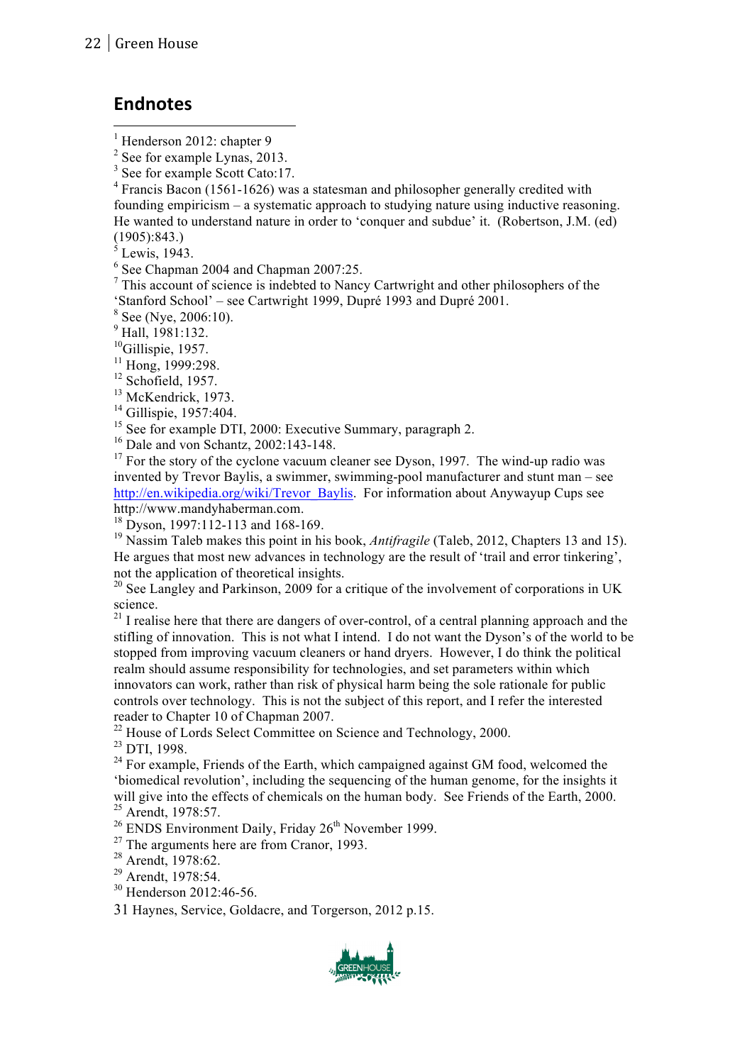## Endnotes

[1] Henderson 2012: chapter 9
[2] See for example Lynas, 2013.
[3] See for example Scott Cato:17.
[4] Francis Bacon (1561-1626) was a statesman and philosopher generally credited with founding empiricism – a systematic approach to studying nature using inductive reasoning. He wanted to understand nature in order to 'conquer and subdue' it. (Robertson, J.M. (ed) (1905):843.)
[5] Lewis, 1943.
[6] See Chapman 2004 and Chapman 2007:25.
[7] This account of science is indebted to Nancy Cartwright and other philosophers of the 'Stanford School' – see Cartwright 1999, Dupré 1993 and Dupré 2001.
[8] See (Nye, 2006:10).
[9] Hall, 1981:132.
[10] Gillispie, 1957.
[11] Hong, 1999:298.
[12] Schofield, 1957.
[13] McKendrick, 1973.
[14] Gillispie, 1957:404.
[15] See for example DTI, 2000: Executive Summary, paragraph 2.
[16] Dale and von Schantz, 2002:143-148.
[17] For the story of the cyclone vacuum cleaner see Dyson, 1997. The wind-up radio was invented by Trevor Baylis, a swimmer, swimming-pool manufacturer and stunt man – see http://en.wikipedia.org/wiki/Trevor_Baylis. For information about Anywayup Cups see http://www.mandyhaberman.com.
[18] Dyson, 1997:112-113 and 168-169.
[19] Nassim Taleb makes this point in his book, *Antifragile* (Taleb, 2012, Chapters 13 and 15). He argues that most new advances in technology are the result of 'trail and error tinkering', not the application of theoretical insights.
[20] See Langley and Parkinson, 2009 for a critique of the involvement of corporations in UK science.
[21] I realise here that there are dangers of over-control, of a central planning approach and the stifling of innovation. This is not what I intend. I do not want the Dyson's of the world to be stopped from improving vacuum cleaners or hand dryers. However, I do think the political realm should assume responsibility for technologies, and set parameters within which innovators can work, rather than risk of physical harm being the sole rationale for public controls over technology. This is not the subject of this report, and I refer the interested reader to Chapter 10 of Chapman 2007.
[22] House of Lords Select Committee on Science and Technology, 2000.
[23] DTI, 1998.
[24] For example, Friends of the Earth, which campaigned against GM food, welcomed the 'biomedical revolution', including the sequencing of the human genome, for the insights it will give into the effects of chemicals on the human body. See Friends of the Earth, 2000.
[25] Arendt, 1978:57.
[26] ENDS Environment Daily, Friday 26th November 1999.
[27] The arguments here are from Cranor, 1993.
[28] Arendt, 1978:62.
[29] Arendt, 1978:54.
[30] Henderson 2012:46-56.
31 Haynes, Service, Goldacre, and Torgerson, 2012 p.15.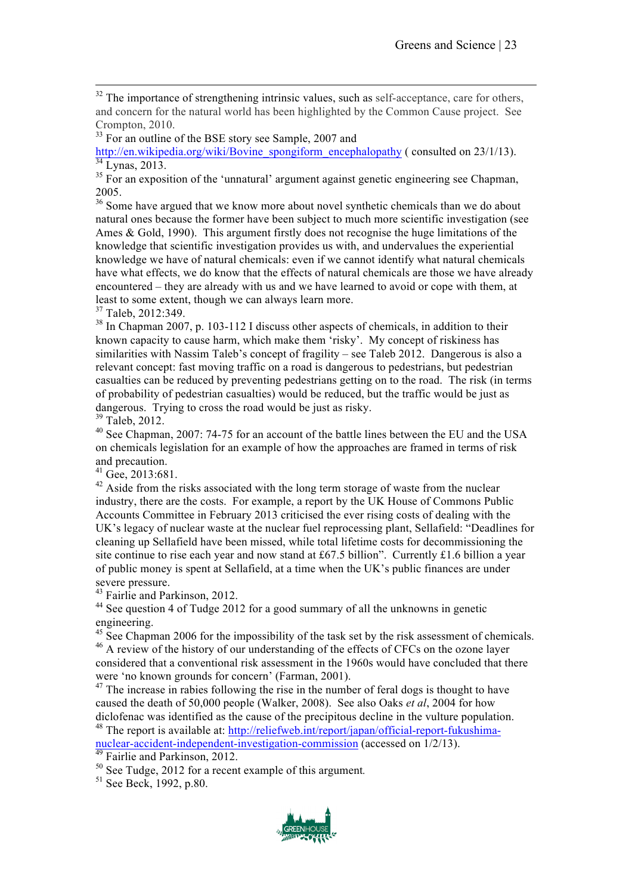[32] The importance of strengthening intrinsic values, such as self-acceptance, care for others, and concern for the natural world has been highlighted by the Common Cause project. See Crompton, 2010.

[33] For an outline of the BSE story see Sample, 2007 and http://en.wikipedia.org/wiki/Bovine_spongiform_encephalopathy ( consulted on 23/1/13).

[34] Lynas, 2013.

[35] For an exposition of the 'unnatural' argument against genetic engineering see Chapman, 2005.

[36] Some have argued that we know more about novel synthetic chemicals than we do about natural ones because the former have been subject to much more scientific investigation (see Ames & Gold, 1990). This argument firstly does not recognise the huge limitations of the knowledge that scientific investigation provides us with, and undervalues the experiential knowledge we have of natural chemicals: even if we cannot identify what natural chemicals have what effects, we do know that the effects of natural chemicals are those we have already encountered – they are already with us and we have learned to avoid or cope with them, at least to some extent, though we can always learn more.

[37] Taleb, 2012:349.

[38] In Chapman 2007, p. 103-112 I discuss other aspects of chemicals, in addition to their known capacity to cause harm, which make them 'risky'. My concept of riskiness has similarities with Nassim Taleb's concept of fragility – see Taleb 2012. Dangerous is also a relevant concept: fast moving traffic on a road is dangerous to pedestrians, but pedestrian casualties can be reduced by preventing pedestrians getting on to the road. The risk (in terms of probability of pedestrian casualties) would be reduced, but the traffic would be just as dangerous. Trying to cross the road would be just as risky.

[39] Taleb, 2012.

[40] See Chapman, 2007: 74-75 for an account of the battle lines between the EU and the USA on chemicals legislation for an example of how the approaches are framed in terms of risk and precaution.

[41] Gee, 2013:681.

[42] Aside from the risks associated with the long term storage of waste from the nuclear industry, there are the costs. For example, a report by the UK House of Commons Public Accounts Committee in February 2013 criticised the ever rising costs of dealing with the UK's legacy of nuclear waste at the nuclear fuel reprocessing plant, Sellafield: "Deadlines for cleaning up Sellafield have been missed, while total lifetime costs for decommissioning the site continue to rise each year and now stand at £67.5 billion". Currently £1.6 billion a year of public money is spent at Sellafield, at a time when the UK's public finances are under severe pressure.

[43] Fairlie and Parkinson, 2012.

[44] See question 4 of Tudge 2012 for a good summary of all the unknowns in genetic engineering.

[45] See Chapman 2006 for the impossibility of the task set by the risk assessment of chemicals.

[46] A review of the history of our understanding of the effects of CFCs on the ozone layer considered that a conventional risk assessment in the 1960s would have concluded that there were 'no known grounds for concern' (Farman, 2001).

[47] The increase in rabies following the rise in the number of feral dogs is thought to have caused the death of 50,000 people (Walker, 2008). See also Oaks *et al*, 2004 for how diclofenac was identified as the cause of the precipitous decline in the vulture population.

[48] The report is available at: http://reliefweb.int/report/japan/official-report-fukushima-nuclear-accident-independent-investigation-commission (accessed on 1/2/13).

[49] Fairlie and Parkinson, 2012.

[50] See Tudge, 2012 for a recent example of this argument.

[51] See Beck, 1992, p.80.